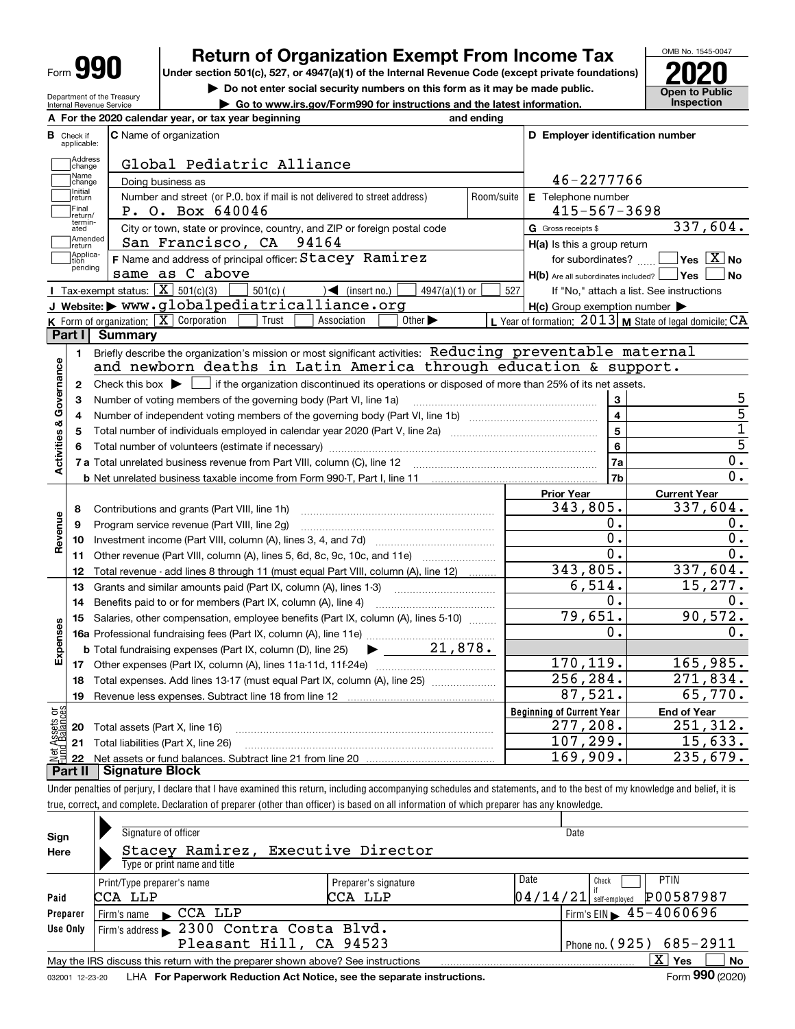Form **990**

# Return of Organization Exempt From Income Tax

**Under section 501(c), 527, or 4947(a)(1) of the Internal Revenue Code (except private foundations)**

▶ Do not enter social security numbers on this form as it may be made public.

▶ Go to www.irs.gov/Form990 for instructions and the latest information.

Department of the Treasury
Internal Revenue Service

OMB No. 1545-0047

**2020**

**Open to Public Inspection**

**A** For the 2020 calendar year, or tax year beginning and ending

**B** Check if applicable: Address change, Name change, Initial return, Final return/terminated, Amended return, Application pending

**C** Name of organization: Global Pediatric Alliance

Doing business as

Number and street (or P.O. box if mail is not delivered to street address): P. O. Box 640046 | Room/suite

City or town, state or province, country, and ZIP or foreign postal code: San Francisco, CA 94164

**F** Name and address of principal officer: Stacey Ramirez
same as C above

**D** Employer identification number: 46-2277766

**E** Telephone number: 415-567-3698

**G** Gross receipts $ 337,604.

**H(a)** Is this a group return for subordinates? ☐ Yes ☒ No

**H(b)** Are all subordinates included? ☐ Yes ☐ No
If "No," attach a list. See instructions

**H(c)** Group exemption number ▶

**I** Tax-exempt status: ☒ 501(c)(3) ☐ 501(c) ( ) ◀ (insert no.) ☐ 4947(a)(1) or ☐ 527

**J** Website: ▶ www.globalpediatricalliance.org

**K** Form of organization: ☒ Corporation ☐ Trust ☐ Association ☐ Other ▶

**L** Year of formation: 2013 **M** State of legal domicile: CA

## Part I Summary

**Activities & Governance**

1 Briefly describe the organization's mission or most significant activities: Reducing preventable maternal and newborn deaths in Latin America through education & support.

2 Check this box ▶ ☐ if the organization discontinued its operations or disposed of more than 25% of its net assets.

| | | | |
|---|---|---|---|
| 3 | Number of voting members of the governing body (Part VI, line 1a) | 3 | 5 |
| 4 | Number of independent voting members of the governing body (Part VI, line 1b) | 4 | 5 |
| 5 | Total number of individuals employed in calendar year 2020 (Part V, line 2a) | 5 | 1 |
| 6 | Total number of volunteers (estimate if necessary) | 6 | 5 |
| 7a | Total unrelated business revenue from Part VIII, column (C), line 12 | 7a | 0. |
| b | Net unrelated business taxable income from Form 990-T, Part I, line 11 | 7b | 0. |

| | | | Prior Year | Current Year |
|---|---|---|---|---|
| **Revenue** | 8 | Contributions and grants (Part VIII, line 1h) | 343,805. | 337,604. |
| | 9 | Program service revenue (Part VIII, line 2g) | 0. | 0. |
| | 10 | Investment income (Part VIII, column (A), lines 3, 4, and 7d) | 0. | 0. |
| | 11 | Other revenue (Part VIII, column (A), lines 5, 6d, 8c, 9c, 10c, and 11e) | 0. | 0. |
| | 12 | Total revenue - add lines 8 through 11 (must equal Part VIII, column (A), line 12) | 343,805. | 337,604. |
| **Expenses** | 13 | Grants and similar amounts paid (Part IX, column (A), lines 1-3) | 6,514. | 15,277. |
| | 14 | Benefits paid to or for members (Part IX, column (A), line 4) | 0. | 0. |
| | 15 | Salaries, other compensation, employee benefits (Part IX, column (A), lines 5-10) | 79,651. | 90,572. |
| | 16a | Professional fundraising fees (Part IX, column (A), line 11e) | 0. | 0. |
| | b | Total fundraising expenses (Part IX, column (D), line 25) ▶ 21,878. | | |
| | 17 | Other expenses (Part IX, column (A), lines 11a-11d, 11f-24e) | 170,119. | 165,985. |
| | 18 | Total expenses. Add lines 13-17 (must equal Part IX, column (A), line 25) | 256,284. | 271,834. |
| | 19 | Revenue less expenses. Subtract line 18 from line 12 | 87,521. | 65,770. |
| | | | **Beginning of Current Year** | **End of Year** |
| **Net Assets or Fund Balances** | 20 | Total assets (Part X, line 16) | 277,208. | 251,312. |
| | 21 | Total liabilities (Part X, line 26) | 107,299. | 15,633. |
| | 22 | Net assets or fund balances. Subtract line 21 from line 20 | 169,909. | 235,679. |

## Part II Signature Block

Under penalties of perjury, I declare that I have examined this return, including accompanying schedules and statements, and to the best of my knowledge and belief, it is true, correct, and complete. Declaration of preparer (other than officer) is based on all information of which preparer has any knowledge.

**Sign Here**

Signature of officer | Date

Stacey Ramirez, Executive Director
Type or print name and title

| **Paid Preparer Use Only** | | | | |
|---|---|---|---|---|
| Print/Type preparer's name | Preparer's signature | Date | Check ☐ if self-employed | PTIN |
| CCA LLP | CCA LLP | 04/14/21 | | P00587987 |
| Firm's name ▶ CCA LLP | | | Firm's EIN ▶ 45-4060696 | |
| Firm's address ▶ 2300 Contra Costa Blvd. Pleasant Hill, CA 94523 | | | Phone no. (925) 685-2911 | |

May the IRS discuss this return with the preparer shown above? See instructions ☒ Yes ☐ No

032001 12-23-20 LHA **For Paperwork Reduction Act Notice, see the separate instructions.** Form **990** (2020)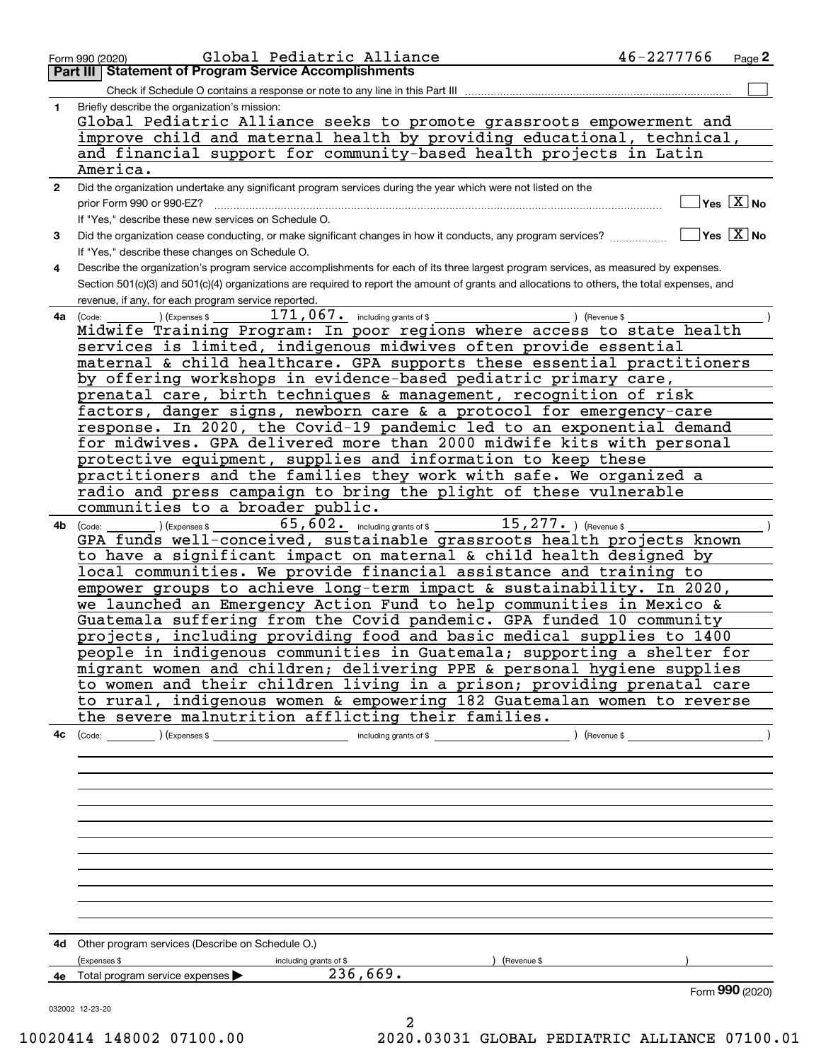Form 990 (2020) Global Pediatric Alliance 46-2277766 Page 2

## Part III Statement of Program Service Accomplishments

Check if Schedule O contains a response or note to any line in this Part III ☐

**1** Briefly describe the organization's mission:

Global Pediatric Alliance seeks to promote grassroots empowerment and improve child and maternal health by providing educational, technical, and financial support for community-based health projects in Latin America.

**2** Did the organization undertake any significant program services during the year which were not listed on the prior Form 990 or 990-EZ? ☐ Yes ☒ No

If "Yes," describe these new services on Schedule O.

**3** Did the organization cease conducting, or make significant changes in how it conducts, any program services? ☐ Yes ☒ No

If "Yes," describe these changes on Schedule O.

**4** Describe the organization's program service accomplishments for each of its three largest program services, as measured by expenses. Section 501(c)(3) and 501(c)(4) organizations are required to report the amount of grants and allocations to others, the total expenses, and revenue, if any, for each program service reported.

**4a** (Code: ) (Expenses $ 171,067. including grants of $ ) (Revenue $ )

Midwife Training Program: In poor regions where access to state health services is limited, indigenous midwives often provide essential maternal & child healthcare. GPA supports these essential practitioners by offering workshops in evidence-based pediatric primary care, prenatal care, birth techniques & management, recognition of risk factors, danger signs, newborn care & a protocol for emergency-care response. In 2020, the Covid-19 pandemic led to an exponential demand for midwives. GPA delivered more than 2000 midwife kits with personal protective equipment, supplies and information to keep these practitioners and the families they work with safe. We organized a radio and press campaign to bring the plight of these vulnerable communities to a broader public.

**4b** (Code: ) (Expenses $ 65,602. including grants of $ 15,277. ) (Revenue $ )

GPA funds well-conceived, sustainable grassroots health projects known to have a significant impact on maternal & child health designed by local communities. We provide financial assistance and training to empower groups to achieve long-term impact & sustainability. In 2020, we launched an Emergency Action Fund to help communities in Mexico & Guatemala suffering from the Covid pandemic. GPA funded 10 community projects, including providing food and basic medical supplies to 1400 people in indigenous communities in Guatemala; supporting a shelter for migrant women and children; delivering PPE & personal hygiene supplies to women and their children living in a prison; providing prenatal care to rural, indigenous women & empowering 182 Guatemalan women to reverse the severe malnutrition afflicting their families.

**4c** (Code: ) (Expenses $ including grants of $ ) (Revenue $ )

**4d** Other program services (Describe on Schedule O.)

(Expenses $ including grants of $ ) (Revenue $ )

**4e** Total program service expenses ▶ 236,669.

Form 990 (2020)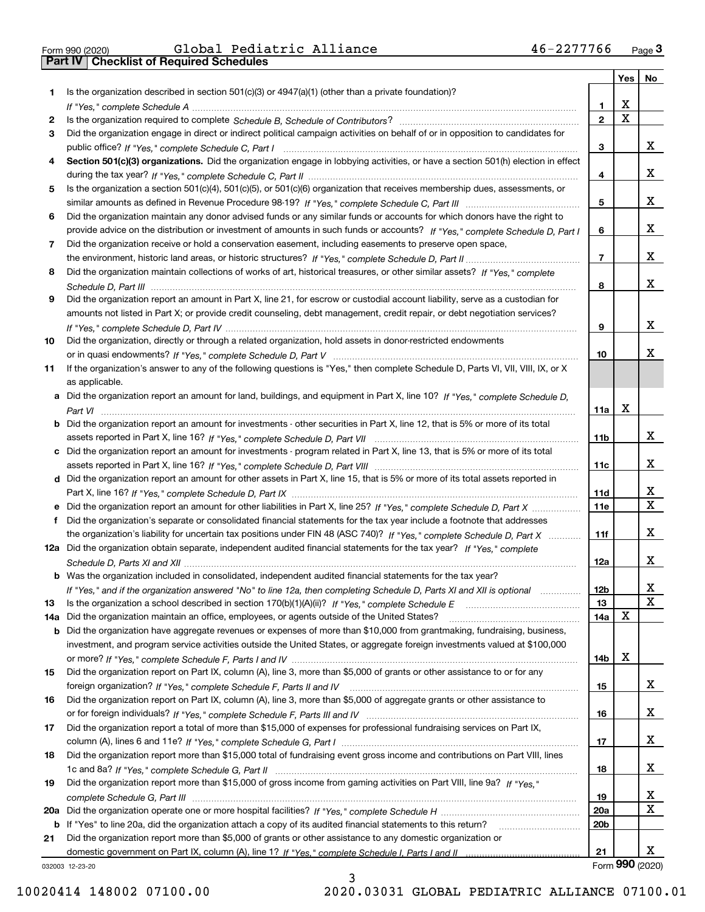Form 990 (2020) Global Pediatric Alliance 46-2277766 Page 3

## Part IV Checklist of Required Schedules

| | | | Yes | No |
|---|---|---|---|---|
| 1 | Is the organization described in section 501(c)(3) or 4947(a)(1) (other than a private foundation)? *If "Yes," complete Schedule A* | 1 | X | |
| 2 | Is the organization required to complete *Schedule B, Schedule of Contributors*? | 2 | X | |
| 3 | Did the organization engage in direct or indirect political campaign activities on behalf of or in opposition to candidates for public office? *If "Yes," complete Schedule C, Part I* | 3 | | X |
| 4 | **Section 501(c)(3) organizations.** Did the organization engage in lobbying activities, or have a section 501(h) election in effect during the tax year? *If "Yes," complete Schedule C, Part II* | 4 | | X |
| 5 | Is the organization a section 501(c)(4), 501(c)(5), or 501(c)(6) organization that receives membership dues, assessments, or similar amounts as defined in Revenue Procedure 98-19? *If "Yes," complete Schedule C, Part III* | 5 | | X |
| 6 | Did the organization maintain any donor advised funds or any similar funds or accounts for which donors have the right to provide advice on the distribution or investment of amounts in such funds or accounts? *If "Yes," complete Schedule D, Part I* | 6 | | X |
| 7 | Did the organization receive or hold a conservation easement, including easements to preserve open space, the environment, historic land areas, or historic structures? *If "Yes," complete Schedule D, Part II* | 7 | | X |
| 8 | Did the organization maintain collections of works of art, historical treasures, or other similar assets? *If "Yes," complete Schedule D, Part III* | 8 | | X |
| 9 | Did the organization report an amount in Part X, line 21, for escrow or custodial account liability, serve as a custodian for amounts not listed in Part X; or provide credit counseling, debt management, credit repair, or debt negotiation services? *If "Yes," complete Schedule D, Part IV* | 9 | | X |
| 10 | Did the organization, directly or through a related organization, hold assets in donor-restricted endowments or in quasi endowments? *If "Yes," complete Schedule D, Part V* | 10 | | X |
| 11 | If the organization's answer to any of the following questions is "Yes," then complete Schedule D, Parts VI, VII, VIII, IX, or X as applicable. | | | |
| a | Did the organization report an amount for land, buildings, and equipment in Part X, line 10? *If "Yes," complete Schedule D, Part VI* | 11a | X | |
| b | Did the organization report an amount for investments - other securities in Part X, line 12, that is 5% or more of its total assets reported in Part X, line 16? *If "Yes," complete Schedule D, Part VII* | 11b | | X |
| c | Did the organization report an amount for investments - program related in Part X, line 13, that is 5% or more of its total assets reported in Part X, line 16? *If "Yes," complete Schedule D, Part VIII* | 11c | | X |
| d | Did the organization report an amount for other assets in Part X, line 15, that is 5% or more of its total assets reported in Part X, line 16? *If "Yes," complete Schedule D, Part IX* | 11d | | X |
| e | Did the organization report an amount for other liabilities in Part X, line 25? *If "Yes," complete Schedule D, Part X* | 11e | | X |
| f | Did the organization's separate or consolidated financial statements for the tax year include a footnote that addresses the organization's liability for uncertain tax positions under FIN 48 (ASC 740)? *If "Yes," complete Schedule D, Part X* | 11f | | X |
| 12a | Did the organization obtain separate, independent audited financial statements for the tax year? *If "Yes," complete Schedule D, Parts XI and XII* | 12a | | X |
| b | Was the organization included in consolidated, independent audited financial statements for the tax year? *If "Yes," and if the organization answered "No" to line 12a, then completing Schedule D, Parts XI and XII is optional* | 12b | | X |
| 13 | Is the organization a school described in section 170(b)(1)(A)(ii)? *If "Yes," complete Schedule E* | 13 | | X |
| 14a | Did the organization maintain an office, employees, or agents outside of the United States? | 14a | X | |
| b | Did the organization have aggregate revenues or expenses of more than $10,000 from grantmaking, fundraising, business, investment, and program service activities outside the United States, or aggregate foreign investments valued at $100,000 or more? *If "Yes," complete Schedule F, Parts I and IV* | 14b | X | |
| 15 | Did the organization report on Part IX, column (A), line 3, more than $5,000 of grants or other assistance to or for any foreign organization? *If "Yes," complete Schedule F, Parts II and IV* | 15 | | X |
| 16 | Did the organization report on Part IX, column (A), line 3, more than $5,000 of aggregate grants or other assistance to or for foreign individuals? *If "Yes," complete Schedule F, Parts III and IV* | 16 | | X |
| 17 | Did the organization report a total of more than $15,000 of expenses for professional fundraising services on Part IX, column (A), lines 6 and 11e? *If "Yes," complete Schedule G, Part I* | 17 | | X |
| 18 | Did the organization report more than $15,000 total of fundraising event gross income and contributions on Part VIII, lines 1c and 8a? *If "Yes," complete Schedule G, Part II* | 18 | | X |
| 19 | Did the organization report more than $15,000 of gross income from gaming activities on Part VIII, line 9a? *If "Yes," complete Schedule G, Part III* | 19 | | X |
| 20a | Did the organization operate one or more hospital facilities? *If "Yes," complete Schedule H* | 20a | | X |
| b | If "Yes" to line 20a, did the organization attach a copy of its audited financial statements to this return? | 20b | | |
| 21 | Did the organization report more than $5,000 of grants or other assistance to any domestic organization or domestic government on Part IX, column (A), line 1? *If "Yes," complete Schedule I, Parts I and II* | 21 | | X |

032003 12-23-20 Form **990** (2020)

10020414 148002 07100.00 2020.03031 GLOBAL PEDIATRIC ALLIANCE 07100.01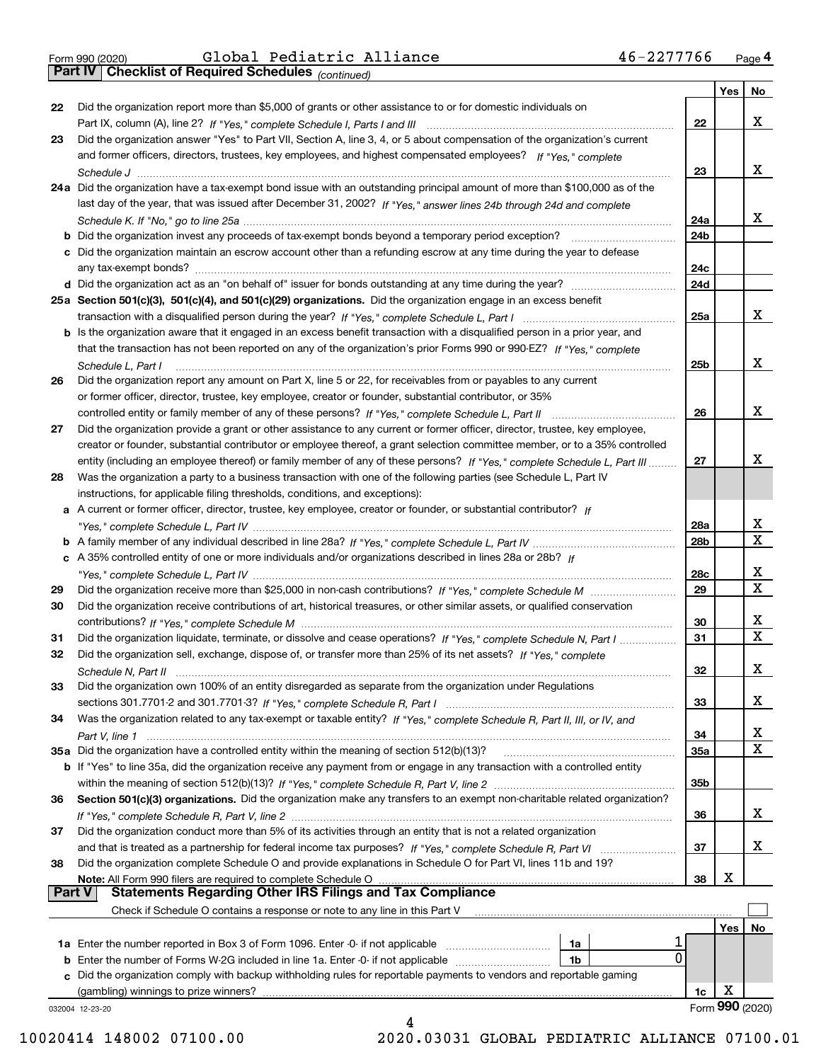Form 990 (2020) Global Pediatric Alliance 46-2277766 Page 4

**Part IV Checklist of Required Schedules** *(continued)*

| | | | Yes | No |
|---|---|---|---|---|
| 22 | Did the organization report more than $5,000 of grants or other assistance to or for domestic individuals on Part IX, column (A), line 2? *If "Yes," complete Schedule I, Parts I and III* | 22 | | X |
| 23 | Did the organization answer "Yes" to Part VII, Section A, line 3, 4, or 5 about compensation of the organization's current and former officers, directors, trustees, key employees, and highest compensated employees? *If "Yes," complete Schedule J* | 23 | | X |
| 24a | Did the organization have a tax-exempt bond issue with an outstanding principal amount of more than $100,000 as of the last day of the year, that was issued after December 31, 2002? *If "Yes," answer lines 24b through 24d and complete Schedule K. If "No," go to line 25a* | 24a | | X |
| b | Did the organization invest any proceeds of tax-exempt bonds beyond a temporary period exception? | 24b | | |
| c | Did the organization maintain an escrow account other than a refunding escrow at any time during the year to defease any tax-exempt bonds? | 24c | | |
| d | Did the organization act as an "on behalf of" issuer for bonds outstanding at any time during the year? | 24d | | |
| 25a | **Section 501(c)(3), 501(c)(4), and 501(c)(29) organizations.** Did the organization engage in an excess benefit transaction with a disqualified person during the year? *If "Yes," complete Schedule L, Part I* | 25a | | X |
| b | Is the organization aware that it engaged in an excess benefit transaction with a disqualified person in a prior year, and that the transaction has not been reported on any of the organization's prior Forms 990 or 990-EZ? *If "Yes," complete Schedule L, Part I* | 25b | | X |
| 26 | Did the organization report any amount on Part X, line 5 or 22, for receivables from or payables to any current or former officer, director, trustee, key employee, creator or founder, substantial contributor, or 35% controlled entity or family member of any of these persons? *If "Yes," complete Schedule L, Part II* | 26 | | X |
| 27 | Did the organization provide a grant or other assistance to any current or former officer, director, trustee, key employee, creator or founder, substantial contributor or employee thereof, a grant selection committee member, or to a 35% controlled entity (including an employee thereof) or family member of any of these persons? *If "Yes," complete Schedule L, Part III* | 27 | | X |
| 28 | Was the organization a party to a business transaction with one of the following parties (see Schedule L, Part IV instructions, for applicable filing thresholds, conditions, and exceptions): | | | |
| a | A current or former officer, director, trustee, key employee, creator or founder, or substantial contributor? *If "Yes," complete Schedule L, Part IV* | 28a | | X |
| b | A family member of any individual described in line 28a? *If "Yes," complete Schedule L, Part IV* | 28b | | X |
| c | A 35% controlled entity of one or more individuals and/or organizations described in lines 28a or 28b? *If "Yes," complete Schedule L, Part IV* | 28c | | X |
| 29 | Did the organization receive more than $25,000 in non-cash contributions? *If "Yes," complete Schedule M* | 29 | | X |
| 30 | Did the organization receive contributions of art, historical treasures, or other similar assets, or qualified conservation contributions? *If "Yes," complete Schedule M* | 30 | | X |
| 31 | Did the organization liquidate, terminate, or dissolve and cease operations? *If "Yes," complete Schedule N, Part I* | 31 | | X |
| 32 | Did the organization sell, exchange, dispose of, or transfer more than 25% of its net assets? *If "Yes," complete Schedule N, Part II* | 32 | | X |
| 33 | Did the organization own 100% of an entity disregarded as separate from the organization under Regulations sections 301.7701-2 and 301.7701-3? *If "Yes," complete Schedule R, Part I* | 33 | | X |
| 34 | Was the organization related to any tax-exempt or taxable entity? *If "Yes," complete Schedule R, Part II, III, or IV, and Part V, line 1* | 34 | | X |
| 35a | Did the organization have a controlled entity within the meaning of section 512(b)(13)? | 35a | | X |
| b | If "Yes" to line 35a, did the organization receive any payment from or engage in any transaction with a controlled entity within the meaning of section 512(b)(13)? *If "Yes," complete Schedule R, Part V, line 2* | 35b | | |
| 36 | **Section 501(c)(3) organizations.** Did the organization make any transfers to an exempt non-charitable related organization? *If "Yes," complete Schedule R, Part V, line 2* | 36 | | X |
| 37 | Did the organization conduct more than 5% of its activities through an entity that is not a related organization and that is treated as a partnership for federal income tax purposes? *If "Yes," complete Schedule R, Part VI* | 37 | | X |
| 38 | Did the organization complete Schedule O and provide explanations in Schedule O for Part VI, lines 11b and 19? **Note:** All Form 990 filers are required to complete Schedule O | 38 | X | |

**Part V Statements Regarding Other IRS Filings and Tax Compliance**

Check if Schedule O contains a response or note to any line in this Part V ☐

| | | | | | Yes | No |
|---|---|---|---|---|---|---|
| 1a | Enter the number reported in Box 3 of Form 1096. Enter -0- if not applicable | 1a | 1 | | | |
| b | Enter the number of Forms W-2G included in line 1a. Enter -0- if not applicable | 1b | 0 | | | |
| c | Did the organization comply with backup withholding rules for reportable payments to vendors and reportable gaming (gambling) winnings to prize winners? | | | 1c | X | |

032004 12-23-20 Form **990** (2020)

10020414 148002 07100.00 2020.03031 GLOBAL PEDIATRIC ALLIANCE 07100.01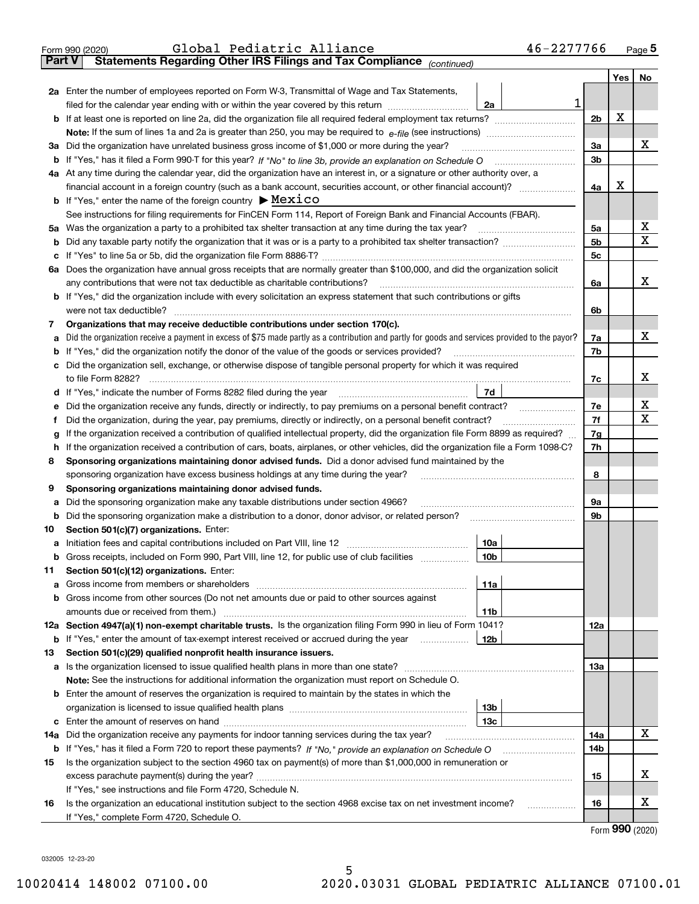Form 990 (2020) Global Pediatric Alliance 46-2277766 Page 5

**Part V Statements Regarding Other IRS Filings and Tax Compliance** *(continued)*

| | | | | Yes | No |
|---|---|---|---|---|---|
| **2a** | Enter the number of employees reported on Form W-3, Transmittal of Wage and Tax Statements, filed for the calendar year ending with or within the year covered by this return | 2a | 1 | | |
| **b** | If at least one is reported on line 2a, did the organization file all required federal employment tax returns? | | 2b | X | |
| | **Note:** If the sum of lines 1a and 2a is greater than 250, you may be required to *e-file* (see instructions) | | | | |
| **3a** | Did the organization have unrelated business gross income of $1,000 or more during the year? | | 3a | | X |
| **b** | If "Yes," has it filed a Form 990-T for this year? *If "No" to line 3b, provide an explanation on Schedule O* | | 3b | | |
| **4a** | At any time during the calendar year, did the organization have an interest in, or a signature or other authority over, a financial account in a foreign country (such as a bank account, securities account, or other financial account)? | | 4a | X | |
| **b** | If "Yes," enter the name of the foreign country ▶ Mexico | | | | |
| | See instructions for filing requirements for FinCEN Form 114, Report of Foreign Bank and Financial Accounts (FBAR). | | | | |
| **5a** | Was the organization a party to a prohibited tax shelter transaction at any time during the tax year? | | 5a | | X |
| **b** | Did any taxable party notify the organization that it was or is a party to a prohibited tax shelter transaction? | | 5b | | X |
| **c** | If "Yes" to line 5a or 5b, did the organization file Form 8886-T? | | 5c | | |
| **6a** | Does the organization have annual gross receipts that are normally greater than $100,000, and did the organization solicit any contributions that were not tax deductible as charitable contributions? | | 6a | | X |
| **b** | If "Yes," did the organization include with every solicitation an express statement that such contributions or gifts were not tax deductible? | | 6b | | |
| **7** | **Organizations that may receive deductible contributions under section 170(c).** | | | | |
| **a** | Did the organization receive a payment in excess of $75 made partly as a contribution and partly for goods and services provided to the payor? | | 7a | | X |
| **b** | If "Yes," did the organization notify the donor of the value of the goods or services provided? | | 7b | | |
| **c** | Did the organization sell, exchange, or otherwise dispose of tangible personal property for which it was required to file Form 8282? | | 7c | | X |
| **d** | If "Yes," indicate the number of Forms 8282 filed during the year | 7d | | | |
| **e** | Did the organization receive any funds, directly or indirectly, to pay premiums on a personal benefit contract? | | 7e | | X |
| **f** | Did the organization, during the year, pay premiums, directly or indirectly, on a personal benefit contract? | | 7f | | X |
| **g** | If the organization received a contribution of qualified intellectual property, did the organization file Form 8899 as required? | | 7g | | |
| **h** | If the organization received a contribution of cars, boats, airplanes, or other vehicles, did the organization file a Form 1098-C? | | 7h | | |
| **8** | **Sponsoring organizations maintaining donor advised funds.** Did a donor advised fund maintained by the sponsoring organization have excess business holdings at any time during the year? | | 8 | | |
| **9** | **Sponsoring organizations maintaining donor advised funds.** | | | | |
| **a** | Did the sponsoring organization make any taxable distributions under section 4966? | | 9a | | |
| **b** | Did the sponsoring organization make a distribution to a donor, donor advisor, or related person? | | 9b | | |
| **10** | **Section 501(c)(7) organizations.** Enter: | | | | |
| **a** | Initiation fees and capital contributions included on Part VIII, line 12 | 10a | | | |
| **b** | Gross receipts, included on Form 990, Part VIII, line 12, for public use of club facilities | 10b | | | |
| **11** | **Section 501(c)(12) organizations.** Enter: | | | | |
| **a** | Gross income from members or shareholders | 11a | | | |
| **b** | Gross income from other sources (Do not net amounts due or paid to other sources against amounts due or received from them.) | 11b | | | |
| **12a** | **Section 4947(a)(1) non-exempt charitable trusts.** Is the organization filing Form 990 in lieu of Form 1041? | | 12a | | |
| **b** | If "Yes," enter the amount of tax-exempt interest received or accrued during the year | 12b | | | |
| **13** | **Section 501(c)(29) qualified nonprofit health insurance issuers.** | | | | |
| **a** | Is the organization licensed to issue qualified health plans in more than one state? | | 13a | | |
| | **Note:** See the instructions for additional information the organization must report on Schedule O. | | | | |
| **b** | Enter the amount of reserves the organization is required to maintain by the states in which the organization is licensed to issue qualified health plans | 13b | | | |
| **c** | Enter the amount of reserves on hand | 13c | | | |
| **14a** | Did the organization receive any payments for indoor tanning services during the tax year? | | 14a | | X |
| **b** | If "Yes," has it filed a Form 720 to report these payments? *If "No," provide an explanation on Schedule O* | | 14b | | |
| **15** | Is the organization subject to the section 4960 tax on payment(s) of more than $1,000,000 in remuneration or excess parachute payment(s) during the year? | | 15 | | X |
| | If "Yes," see instructions and file Form 4720, Schedule N. | | | | |
| **16** | Is the organization an educational institution subject to the section 4968 excise tax on net investment income? | | 16 | | X |
| | If "Yes," complete Form 4720, Schedule O. | | | | |

Form **990** (2020)

032005 12-23-20

10020414 148002 07100.00 2020.03031 GLOBAL PEDIATRIC ALLIANCE 07100.01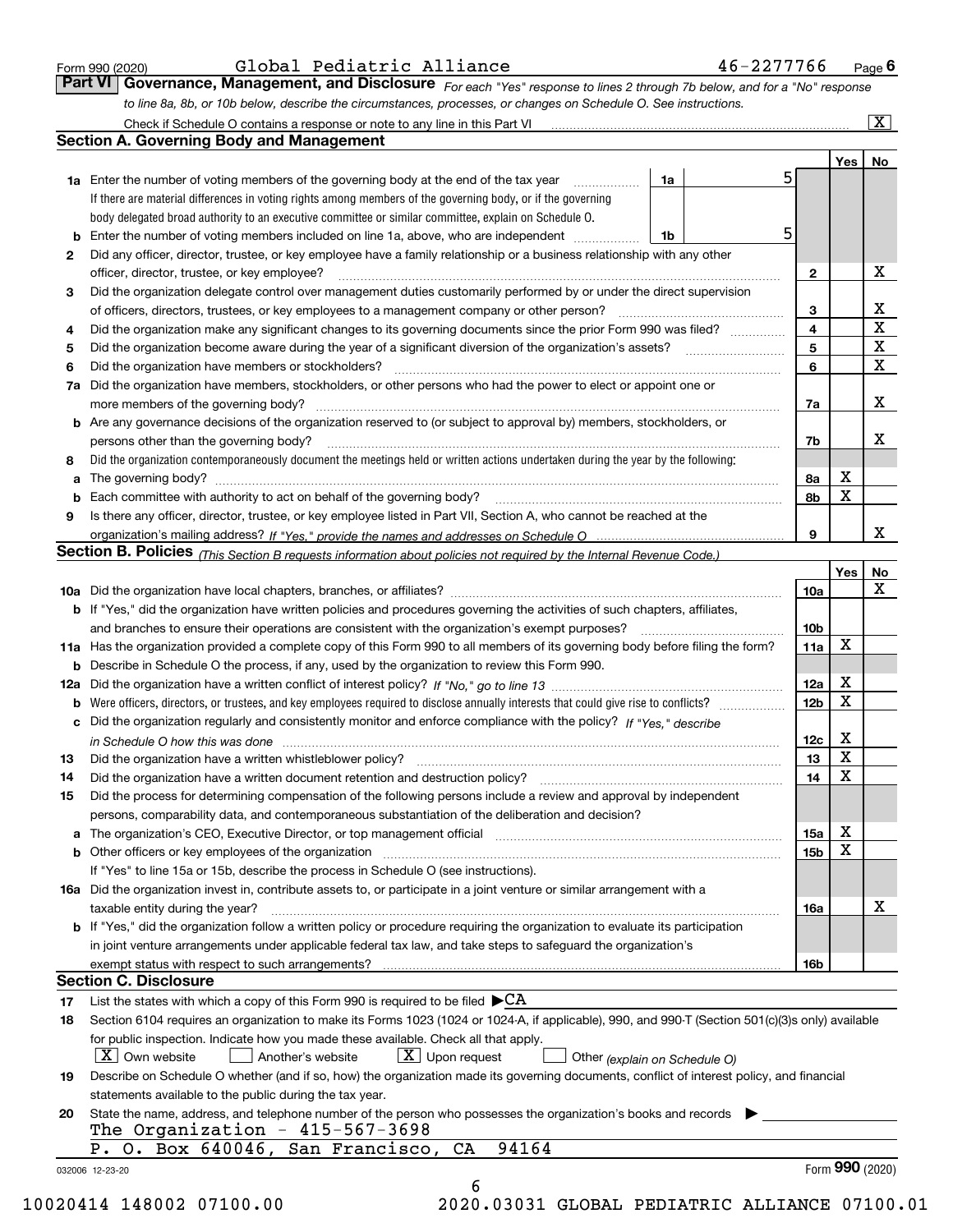Form 990 (2020) Global Pediatric Alliance 46-2277766 Page 6

## Part VI Governance, Management, and Disclosure

*For each "Yes" response to lines 2 through 7b below, and for a "No" response to line 8a, 8b, or 10b below, describe the circumstances, processes, or changes on Schedule O. See instructions.*

Check if Schedule O contains a response or note to any line in this Part VI ..... [X]

### Section A. Governing Body and Management

| | | | | Yes | No |
|---|---|---|---|---|---|
| 1a | Enter the number of voting members of the governing body at the end of the tax year | 1a | 5 | | |
| | If there are material differences in voting rights among members of the governing body, or if the governing body delegated broad authority to an executive committee or similar committee, explain on Schedule O. | | | | |
| b | Enter the number of voting members included on line 1a, above, who are independent | 1b | 5 | | |
| 2 | Did any officer, director, trustee, or key employee have a family relationship or a business relationship with any other officer, director, trustee, or key employee? | 2 | | | X |
| 3 | Did the organization delegate control over management duties customarily performed by or under the direct supervision of officers, directors, trustees, or key employees to a management company or other person? | 3 | | | X |
| 4 | Did the organization make any significant changes to its governing documents since the prior Form 990 was filed? | 4 | | | X |
| 5 | Did the organization become aware during the year of a significant diversion of the organization's assets? | 5 | | | X |
| 6 | Did the organization have members or stockholders? | 6 | | | X |
| 7a | Did the organization have members, stockholders, or other persons who had the power to elect or appoint one or more members of the governing body? | 7a | | | X |
| b | Are any governance decisions of the organization reserved to (or subject to approval by) members, stockholders, or persons other than the governing body? | 7b | | | X |
| 8 | Did the organization contemporaneously document the meetings held or written actions undertaken during the year by the following: | | | | |
| a | The governing body? | 8a | | X | |
| b | Each committee with authority to act on behalf of the governing body? | 8b | | X | |
| 9 | Is there any officer, director, trustee, or key employee listed in Part VII, Section A, who cannot be reached at the organization's mailing address? *If "Yes," provide the names and addresses on Schedule O* | 9 | | | X |

### Section B. Policies *(This Section B requests information about policies not required by the Internal Revenue Code.)*

| | | | Yes | No |
|---|---|---|---|---|
| 10a | Did the organization have local chapters, branches, or affiliates? | 10a | | X |
| b | If "Yes," did the organization have written policies and procedures governing the activities of such chapters, affiliates, and branches to ensure their operations are consistent with the organization's exempt purposes? | 10b | | |
| 11a | Has the organization provided a complete copy of this Form 990 to all members of its governing body before filing the form? | 11a | X | |
| b | Describe in Schedule O the process, if any, used by the organization to review this Form 990. | | | |
| 12a | Did the organization have a written conflict of interest policy? *If "No," go to line 13* | 12a | X | |
| b | Were officers, directors, or trustees, and key employees required to disclose annually interests that could give rise to conflicts? | 12b | X | |
| c | Did the organization regularly and consistently monitor and enforce compliance with the policy? *If "Yes," describe in Schedule O how this was done* | 12c | X | |
| 13 | Did the organization have a written whistleblower policy? | 13 | X | |
| 14 | Did the organization have a written document retention and destruction policy? | 14 | X | |
| 15 | Did the process for determining compensation of the following persons include a review and approval by independent persons, comparability data, and contemporaneous substantiation of the deliberation and decision? | | | |
| a | The organization's CEO, Executive Director, or top management official | 15a | X | |
| b | Other officers or key employees of the organization | 15b | X | |
| | If "Yes" to line 15a or 15b, describe the process in Schedule O (see instructions). | | | |
| 16a | Did the organization invest in, contribute assets to, or participate in a joint venture or similar arrangement with a taxable entity during the year? | 16a | | X |
| b | If "Yes," did the organization follow a written policy or procedure requiring the organization to evaluate its participation in joint venture arrangements under applicable federal tax law, and take steps to safeguard the organization's exempt status with respect to such arrangements? | 16b | | |

### Section C. Disclosure

17 List the states with which a copy of this Form 990 is required to be filed ▶ CA

18 Section 6104 requires an organization to make its Forms 1023 (1024 or 1024-A, if applicable), 990, and 990-T (Section 501(c)(3)s only) available for public inspection. Indicate how you made these available. Check all that apply.
[X] Own website [ ] Another's website [X] Upon request [ ] Other *(explain on Schedule O)*

19 Describe on Schedule O whether (and if so, how) the organization made its governing documents, conflict of interest policy, and financial statements available to the public during the tax year.

20 State the name, address, and telephone number of the person who possesses the organization's books and records ▶
The Organization - 415-567-3698
P. O. Box 640046, San Francisco, CA 94164

032006 12-23-20 Form 990 (2020)

10020414 148002 07100.00 2020.03031 GLOBAL PEDIATRIC ALLIANCE 07100.01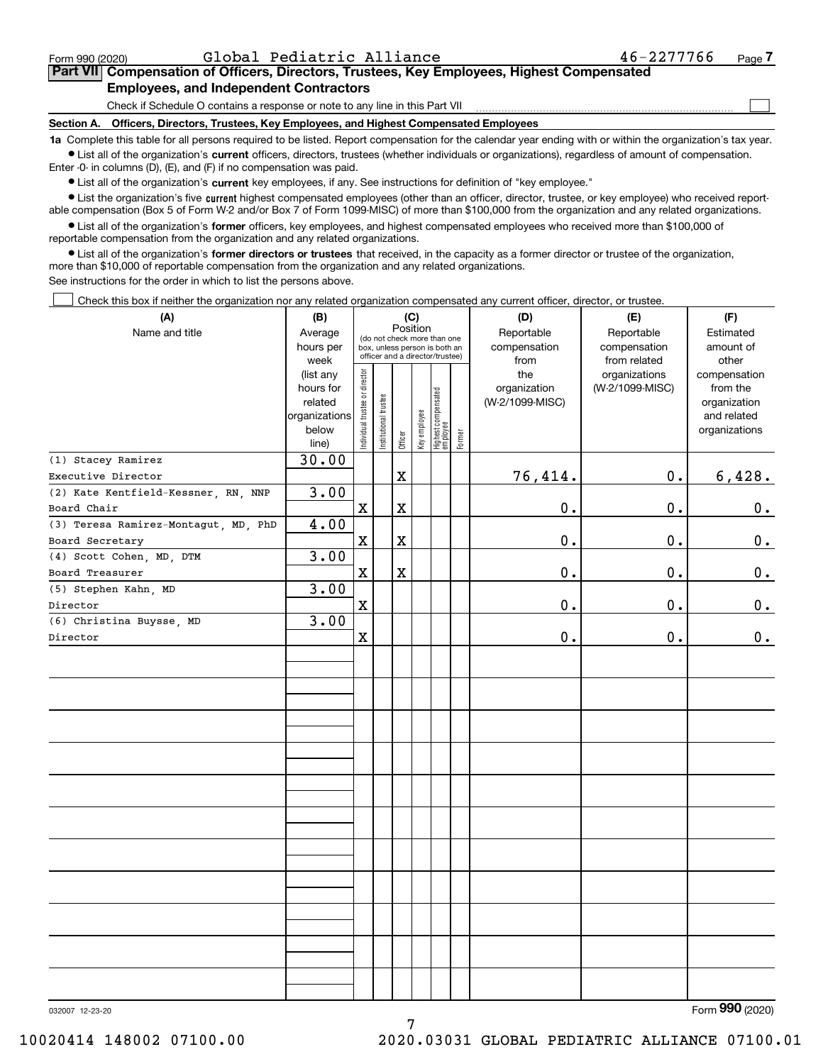Form 990 (2020) Global Pediatric Alliance 46-2277766 Page 7

## Part VII Compensation of Officers, Directors, Trustees, Key Employees, Highest Compensated Employees, and Independent Contractors

Check if Schedule O contains a response or note to any line in this Part VII ☐

**Section A. Officers, Directors, Trustees, Key Employees, and Highest Compensated Employees**

**1a** Complete this table for all persons required to be listed. Report compensation for the calendar year ending with or within the organization's tax year.

- List all of the organization's **current** officers, directors, trustees (whether individuals or organizations), regardless of amount of compensation. Enter -0- in columns (D), (E), and (F) if no compensation was paid.
- List all of the organization's **current** key employees, if any. See instructions for definition of "key employee."
- List the organization's five **current** highest compensated employees (other than an officer, director, trustee, or key employee) who received reportable compensation (Box 5 of Form W-2 and/or Box 7 of Form 1099-MISC) of more than $100,000 from the organization and any related organizations.
- List all of the organization's **former** officers, key employees, and highest compensated employees who received more than $100,000 of reportable compensation from the organization and any related organizations.
- List all of the organization's **former directors or trustees** that received, in the capacity as a former director or trustee of the organization, more than $10,000 of reportable compensation from the organization and any related organizations.

See instructions for the order in which to list the persons above.

☐ Check this box if neither the organization nor any related organization compensated any current officer, director, or trustee.

| (A) Name and title | (B) Average hours per week (list any hours for related organizations below line) | (C) Position: Individual trustee or director | Institutional trustee | Officer | Key employee | Highest compensated employee | Former | (D) Reportable compensation from the organization (W-2/1099-MISC) | (E) Reportable compensation from related organizations (W-2/1099-MISC) | (F) Estimated amount of other compensation from the organization and related organizations |
|---|---|---|---|---|---|---|---|---|---|---|
| (1) Stacey Ramirez<br>Executive Director | 30.00 | | | X | | | | 76,414. | 0. | 6,428. |
| (2) Kate Kentfield-Kessner, RN, NNP<br>Board Chair | 3.00 | X | | X | | | | 0. | 0. | 0. |
| (3) Teresa Ramirez-Montagut, MD, PhD<br>Board Secretary | 4.00 | X | | X | | | | 0. | 0. | 0. |
| (4) Scott Cohen, MD, DTM<br>Board Treasurer | 3.00 | X | | X | | | | 0. | 0. | 0. |
| (5) Stephen Kahn, MD<br>Director | 3.00 | X | | | | | | 0. | 0. | 0. |
| (6) Christina Buysse, MD<br>Director | 3.00 | X | | | | | | 0. | 0. | 0. |

032007 12-23-20 Form 990 (2020)

10020414 148002 07100.00 2020.03031 GLOBAL PEDIATRIC ALLIANCE 07100.01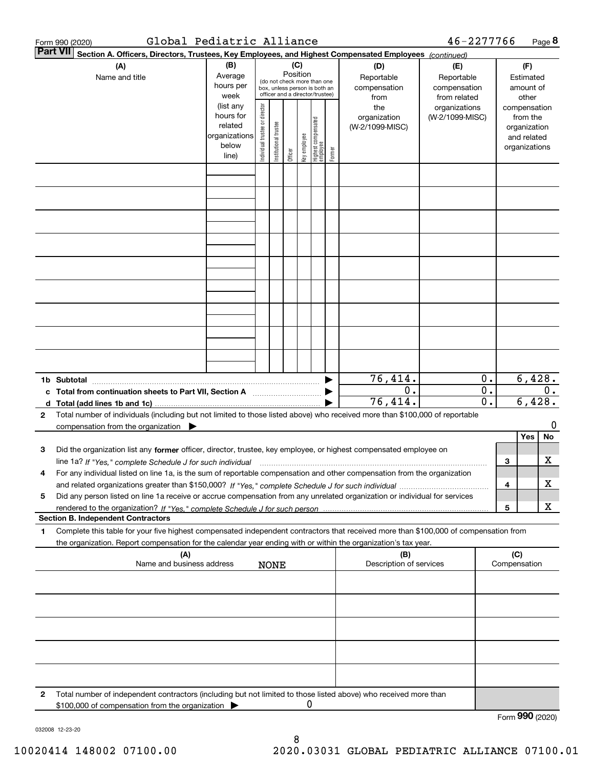Form 990 (2020) Global Pediatric Alliance 46-2277766 Page 8

**Part VII Section A. Officers, Directors, Trustees, Key Employees, and Highest Compensated Employees** *(continued)*

| (A) Name and title | (B) Average hours per week (list any hours for related organizations below line) | (C) Position (do not check more than one box, unless person is both an officer and a director/trustee): Individual trustee or director | Institutional trustee | Officer | Key employee | Highest compensated employee | Former | (D) Reportable compensation from the organization (W-2/1099-MISC) | (E) Reportable compensation from related organizations (W-2/1099-MISC) | (F) Estimated amount of other compensation from the organization and related organizations |
|---|---|---|---|---|---|---|---|---|---|---|
| | | | | | | | | | | |
| | | | | | | | | | | |
| | | | | | | | | | | |
| | | | | | | | | | | |
| | | | | | | | | | | |
| | | | | | | | | | | |
| | | | | | | | | | | |
| | | | | | | | | | | |
| | | | | | | | | | | |
| **1b Subtotal** | | | | | | | | 76,414. | 0. | 6,428. |
| **c Total from continuation sheets to Part VII, Section A** | | | | | | | | 0. | 0. | 0. |
| **d Total (add lines 1b and 1c)** | | | | | | | | 76,414. | 0. | 6,428. |

**2** Total number of individuals (including but not limited to those listed above) who received more than $100,000 of reportable compensation from the organization ▶ 0

| | | Yes | No |
|---|---|---|---|
| **3** Did the organization list any **former** officer, director, trustee, key employee, or highest compensated employee on line 1a? *If "Yes," complete Schedule J for such individual* | 3 | | X |
| **4** For any individual listed on line 1a, is the sum of reportable compensation and other compensation from the organization and related organizations greater than $150,000? *If "Yes," complete Schedule J for such individual* | 4 | | X |
| **5** Did any person listed on line 1a receive or accrue compensation from any unrelated organization or individual for services rendered to the organization? *If "Yes," complete Schedule J for such person* | 5 | | X |

**Section B. Independent Contractors**

**1** Complete this table for your five highest compensated independent contractors that received more than $100,000 of compensation from the organization. Report compensation for the calendar year ending with or within the organization's tax year.

| (A) Name and business address | (B) Description of services | (C) Compensation |
|---|---|---|
| NONE | | |
| | | |
| | | |
| | | |
| | | |

**2** Total number of independent contractors (including but not limited to those listed above) who received more than $100,000 of compensation from the organization ▶ 0

Form **990** (2020)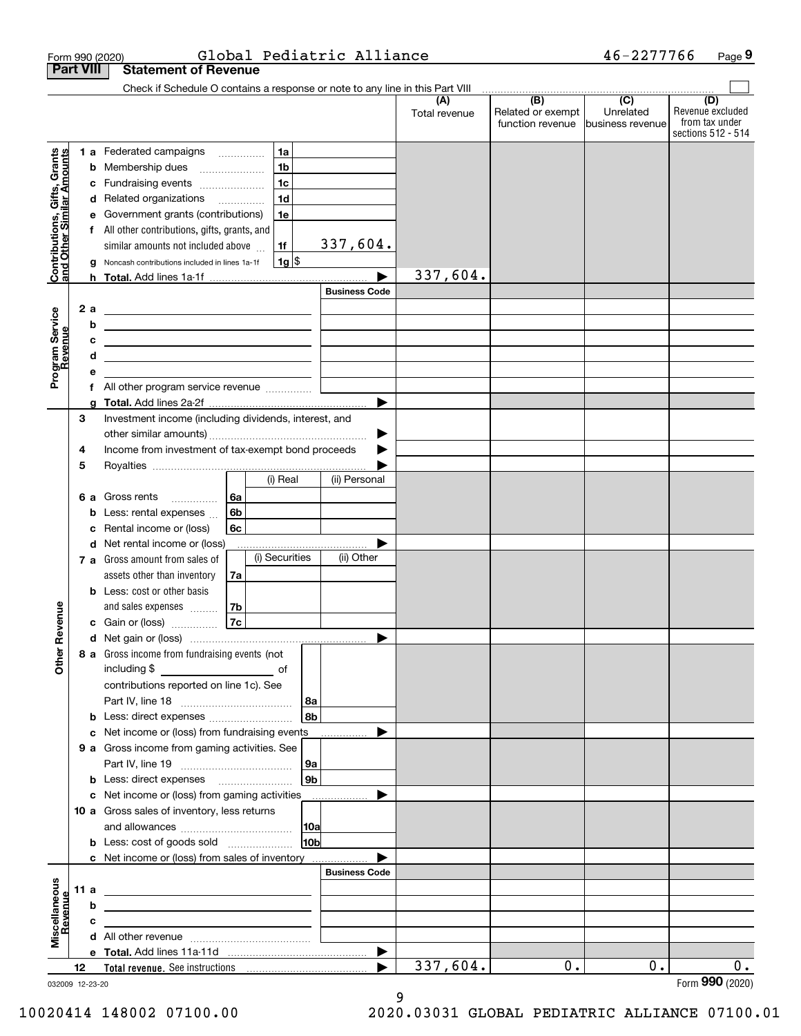Form 990 (2020) Global Pediatric Alliance 46-2277766 Page 9

**Part VIII Statement of Revenue**

Check if Schedule O contains a response or note to any line in this Part VIII ☐

| | | | (A) Total revenue | (B) Related or exempt function revenue | (C) Unrelated business revenue | (D) Revenue excluded from tax under sections 512 - 514 |
|---|---|---|---|---|---|---|
| **Contributions, Gifts, Grants and Other Similar Amounts** | 1a Federated campaigns | 1a | | | | |
| | b Membership dues | 1b | | | | |
| | c Fundraising events | 1c | | | | |
| | d Related organizations | 1d | | | | |
| | e Government grants (contributions) | 1e | | | | |
| | f All other contributions, gifts, grants, and similar amounts not included above | 1f 337,604. | | | | |
| | g Noncash contributions included in lines 1a-1f | 1g $ | | | | |
| | h **Total.** Add lines 1a-1f | | 337,604. | | | |
| **Program Service Revenue** | | Business Code | | | | |
| | 2a | | | | | |
| | b | | | | | |
| | c | | | | | |
| | d | | | | | |
| | e | | | | | |
| | f All other program service revenue | | | | | |
| | g **Total.** Add lines 2a-2f | | | | | |
| **Other Revenue** | 3 Investment income (including dividends, interest, and other similar amounts) | | | | | |
| | 4 Income from investment of tax-exempt bond proceeds | | | | | |
| | 5 Royalties | | | | | |
| | | (i) Real / (ii) Personal | | | | |
| | 6a Gross rents | 6a | | | | |
| | b Less: rental expenses | 6b | | | | |
| | c Rental income or (loss) | 6c | | | | |
| | d Net rental income or (loss) | | | | | |
| | | (i) Securities / (ii) Other | | | | |
| | 7a Gross amount from sales of assets other than inventory | 7a | | | | |
| | b Less: cost or other basis and sales expenses | 7b | | | | |
| | c Gain or (loss) | 7c | | | | |
| | d Net gain or (loss) | | | | | |
| | 8a Gross income from fundraising events (not including $ of contributions reported on line 1c). See Part IV, line 18 | 8a | | | | |
| | b Less: direct expenses | 8b | | | | |
| | c Net income or (loss) from fundraising events | | | | | |
| | 9a Gross income from gaming activities. See Part IV, line 19 | 9a | | | | |
| | b Less: direct expenses | 9b | | | | |
| | c Net income or (loss) from gaming activities | | | | | |
| | 10a Gross sales of inventory, less returns and allowances | 10a | | | | |
| | b Less: cost of goods sold | 10b | | | | |
| | c Net income or (loss) from sales of inventory | | | | | |
| **Miscellaneous Revenue** | | Business Code | | | | |
| | 11a | | | | | |
| | b | | | | | |
| | c | | | | | |
| | d All other revenue | | | | | |
| | e **Total.** Add lines 11a-11d | | | | | |
| | 12 **Total revenue.** See instructions | | 337,604. | 0. | 0. | 0. |

032009 12-23-20

Form **990** (2020)

10020414 148002 07100.00 2020.03031 GLOBAL PEDIATRIC ALLIANCE 07100.01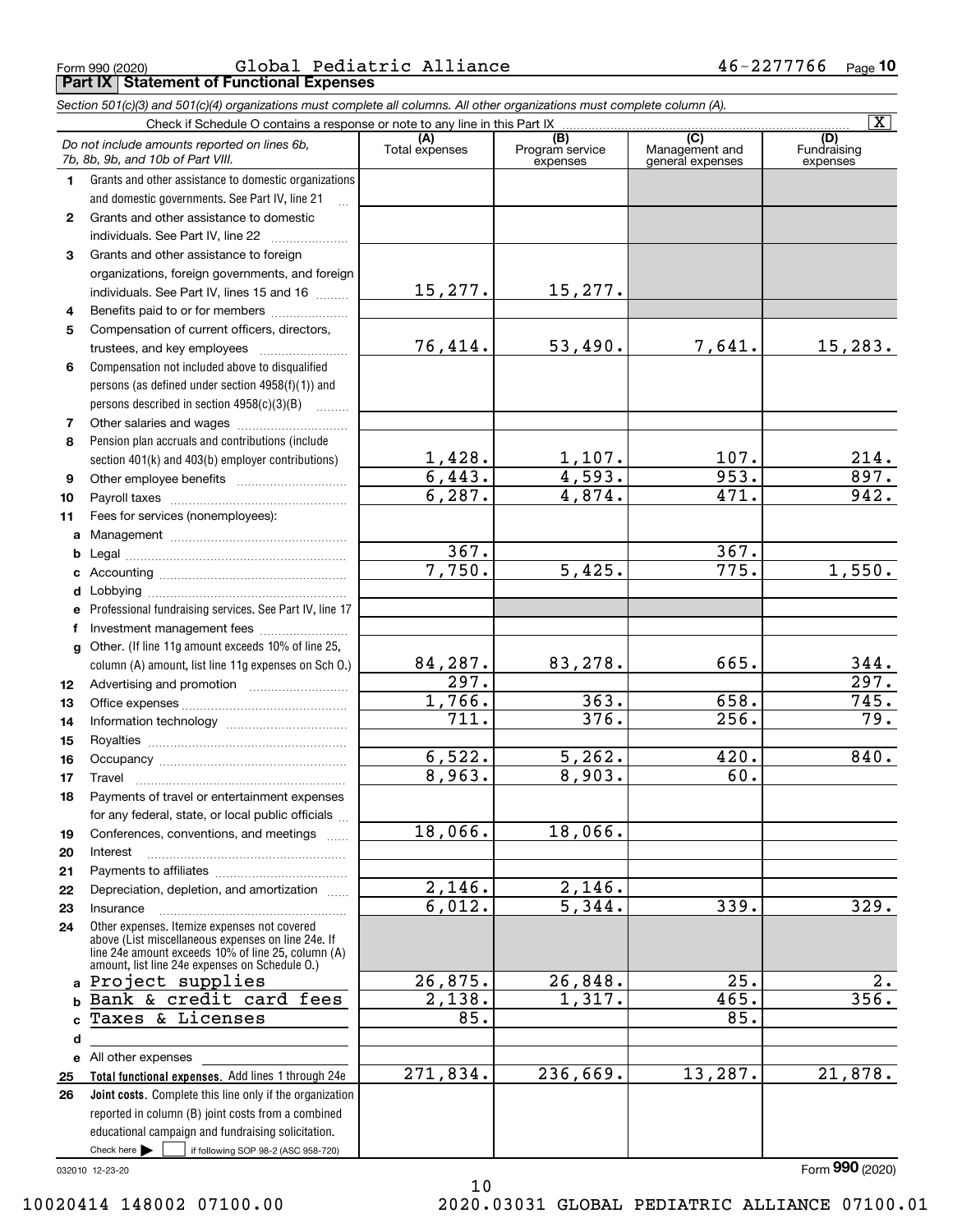Form 990 (2020) Global Pediatric Alliance 46-2277766 Page 10

## Part IX Statement of Functional Expenses

*Section 501(c)(3) and 501(c)(4) organizations must complete all columns. All other organizations must complete column (A).*

Check if Schedule O contains a response or note to any line in this Part IX [X]

| | *Do not include amounts reported on lines 6b, 7b, 8b, 9b, and 10b of Part VIII.* | (A) Total expenses | (B) Program service expenses | (C) Management and general expenses | (D) Fundraising expenses |
|---|---|---|---|---|---|
| 1 | Grants and other assistance to domestic organizations and domestic governments. See Part IV, line 21 | | | | |
| 2 | Grants and other assistance to domestic individuals. See Part IV, line 22 | | | | |
| 3 | Grants and other assistance to foreign organizations, foreign governments, and foreign individuals. See Part IV, lines 15 and 16 | 15,277. | 15,277. | | |
| 4 | Benefits paid to or for members | | | | |
| 5 | Compensation of current officers, directors, trustees, and key employees | 76,414. | 53,490. | 7,641. | 15,283. |
| 6 | Compensation not included above to disqualified persons (as defined under section 4958(f)(1)) and persons described in section 4958(c)(3)(B) | | | | |
| 7 | Other salaries and wages | | | | |
| 8 | Pension plan accruals and contributions (include section 401(k) and 403(b) employer contributions) | 1,428. | 1,107. | 107. | 214. |
| 9 | Other employee benefits | 6,443. | 4,593. | 953. | 897. |
| 10 | Payroll taxes | 6,287. | 4,874. | 471. | 942. |
| 11 | Fees for services (nonemployees): | | | | |
| a | Management | | | | |
| b | Legal | 367. | | 367. | |
| c | Accounting | 7,750. | 5,425. | 775. | 1,550. |
| d | Lobbying | | | | |
| e | Professional fundraising services. See Part IV, line 17 | | | | |
| f | Investment management fees | | | | |
| g | Other. (If line 11g amount exceeds 10% of line 25, column (A) amount, list line 11g expenses on Sch O.) | 84,287. | 83,278. | 665. | 344. |
| 12 | Advertising and promotion | 297. | | | 297. |
| 13 | Office expenses | 1,766. | 363. | 658. | 745. |
| 14 | Information technology | 711. | 376. | 256. | 79. |
| 15 | Royalties | | | | |
| 16 | Occupancy | 6,522. | 5,262. | 420. | 840. |
| 17 | Travel | 8,963. | 8,903. | 60. | |
| 18 | Payments of travel or entertainment expenses for any federal, state, or local public officials | | | | |
| 19 | Conferences, conventions, and meetings | 18,066. | 18,066. | | |
| 20 | Interest | | | | |
| 21 | Payments to affiliates | | | | |
| 22 | Depreciation, depletion, and amortization | 2,146. | 2,146. | | |
| 23 | Insurance | 6,012. | 5,344. | 339. | 329. |
| 24 | Other expenses. Itemize expenses not covered above (List miscellaneous expenses on line 24e. If line 24e amount exceeds 10% of line 25, column (A) amount, list line 24e expenses on Schedule O.) | | | | |
| a | Project supplies | 26,875. | 26,848. | 25. | 2. |
| b | Bank & credit card fees | 2,138. | 1,317. | 465. | 356. |
| c | Taxes & Licenses | 85. | | 85. | |
| d | | | | | |
| e | All other expenses | | | | |
| 25 | **Total functional expenses.** Add lines 1 through 24e | 271,834. | 236,669. | 13,287. | 21,878. |
| 26 | **Joint costs.** Complete this line only if the organization reported in column (B) joint costs from a combined educational campaign and fundraising solicitation. Check here [ ] if following SOP 98-2 (ASC 958-720) | | | | |

032010 12-23-20

Form **990** (2020)

10020414 148002 07100.00 2020.03031 GLOBAL PEDIATRIC ALLIANCE 07100.01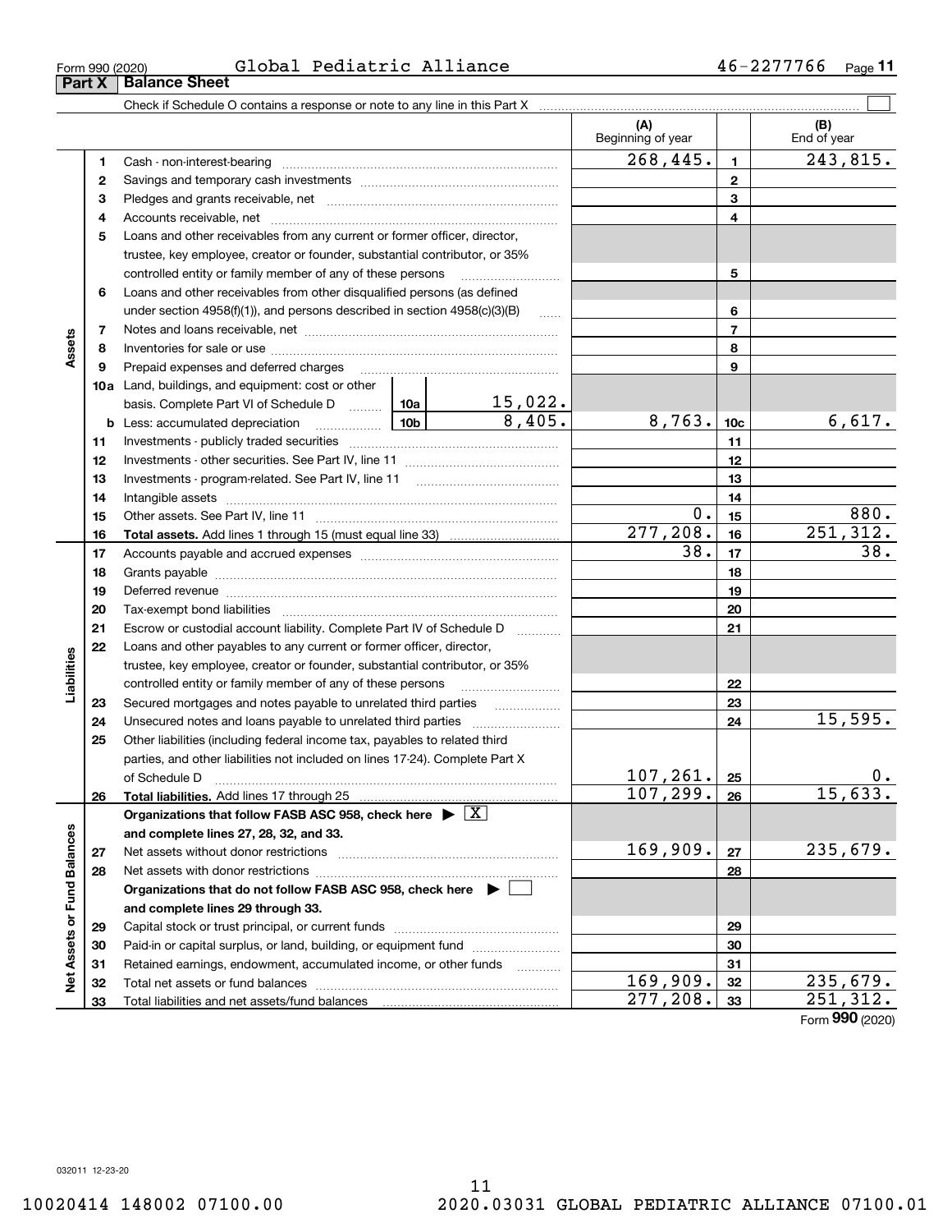Form 990 (2020) Global Pediatric Alliance 46-2277766 Page 11

## Part X Balance Sheet

Check if Schedule O contains a response or note to any line in this Part X ☐

| | | | | (A) Beginning of year | | (B) End of year |
|---|---|---|---|---|---|---|
| Assets | 1 | Cash - non-interest-bearing | | 268,445. | 1 | 243,815. |
| | 2 | Savings and temporary cash investments | | | 2 | |
| | 3 | Pledges and grants receivable, net | | | 3 | |
| | 4 | Accounts receivable, net | | | 4 | |
| | 5 | Loans and other receivables from any current or former officer, director, trustee, key employee, creator or founder, substantial contributor, or 35% controlled entity or family member of any of these persons | | | 5 | |
| | 6 | Loans and other receivables from other disqualified persons (as defined under section 4958(f)(1)), and persons described in section 4958(c)(3)(B) | | | 6 | |
| | 7 | Notes and loans receivable, net | | | 7 | |
| | 8 | Inventories for sale or use | | | 8 | |
| | 9 | Prepaid expenses and deferred charges | | | 9 | |
| | 10a | Land, buildings, and equipment: cost or other basis. Complete Part VI of Schedule D | 10a 15,022. | | | |
| | b | Less: accumulated depreciation | 10b 8,405. | 8,763. | 10c | 6,617. |
| | 11 | Investments - publicly traded securities | | | 11 | |
| | 12 | Investments - other securities. See Part IV, line 11 | | | 12 | |
| | 13 | Investments - program-related. See Part IV, line 11 | | | 13 | |
| | 14 | Intangible assets | | | 14 | |
| | 15 | Other assets. See Part IV, line 11 | | 0. | 15 | 880. |
| | 16 | **Total assets.** Add lines 1 through 15 (must equal line 33) | | 277,208. | 16 | 251,312. |
| Liabilities | 17 | Accounts payable and accrued expenses | | 38. | 17 | 38. |
| | 18 | Grants payable | | | 18 | |
| | 19 | Deferred revenue | | | 19 | |
| | 20 | Tax-exempt bond liabilities | | | 20 | |
| | 21 | Escrow or custodial account liability. Complete Part IV of Schedule D | | | 21 | |
| | 22 | Loans and other payables to any current or former officer, director, trustee, key employee, creator or founder, substantial contributor, or 35% controlled entity or family member of any of these persons | | | 22 | |
| | 23 | Secured mortgages and notes payable to unrelated third parties | | | 23 | |
| | 24 | Unsecured notes and loans payable to unrelated third parties | | | 24 | 15,595. |
| | 25 | Other liabilities (including federal income tax, payables to related third parties, and other liabilities not included on lines 17-24). Complete Part X of Schedule D | | 107,261. | 25 | 0. |
| | 26 | **Total liabilities.** Add lines 17 through 25 | | 107,299. | 26 | 15,633. |
| Net Assets or Fund Balances | | **Organizations that follow FASB ASC 958, check here ▶ ☒ and complete lines 27, 28, 32, and 33.** | | | | |
| | 27 | Net assets without donor restrictions | | 169,909. | 27 | 235,679. |
| | 28 | Net assets with donor restrictions | | | 28 | |
| | | **Organizations that do not follow FASB ASC 958, check here ▶ ☐ and complete lines 29 through 33.** | | | | |
| | 29 | Capital stock or trust principal, or current funds | | | 29 | |
| | 30 | Paid-in or capital surplus, or land, building, or equipment fund | | | 30 | |
| | 31 | Retained earnings, endowment, accumulated income, or other funds | | | 31 | |
| | 32 | Total net assets or fund balances | | 169,909. | 32 | 235,679. |
| | 33 | Total liabilities and net assets/fund balances | | 277,208. | 33 | 251,312. |

Form 990 (2020)

032011 12-23-20

10020414 148002 07100.00 2020.03031 GLOBAL PEDIATRIC ALLIANCE 07100.01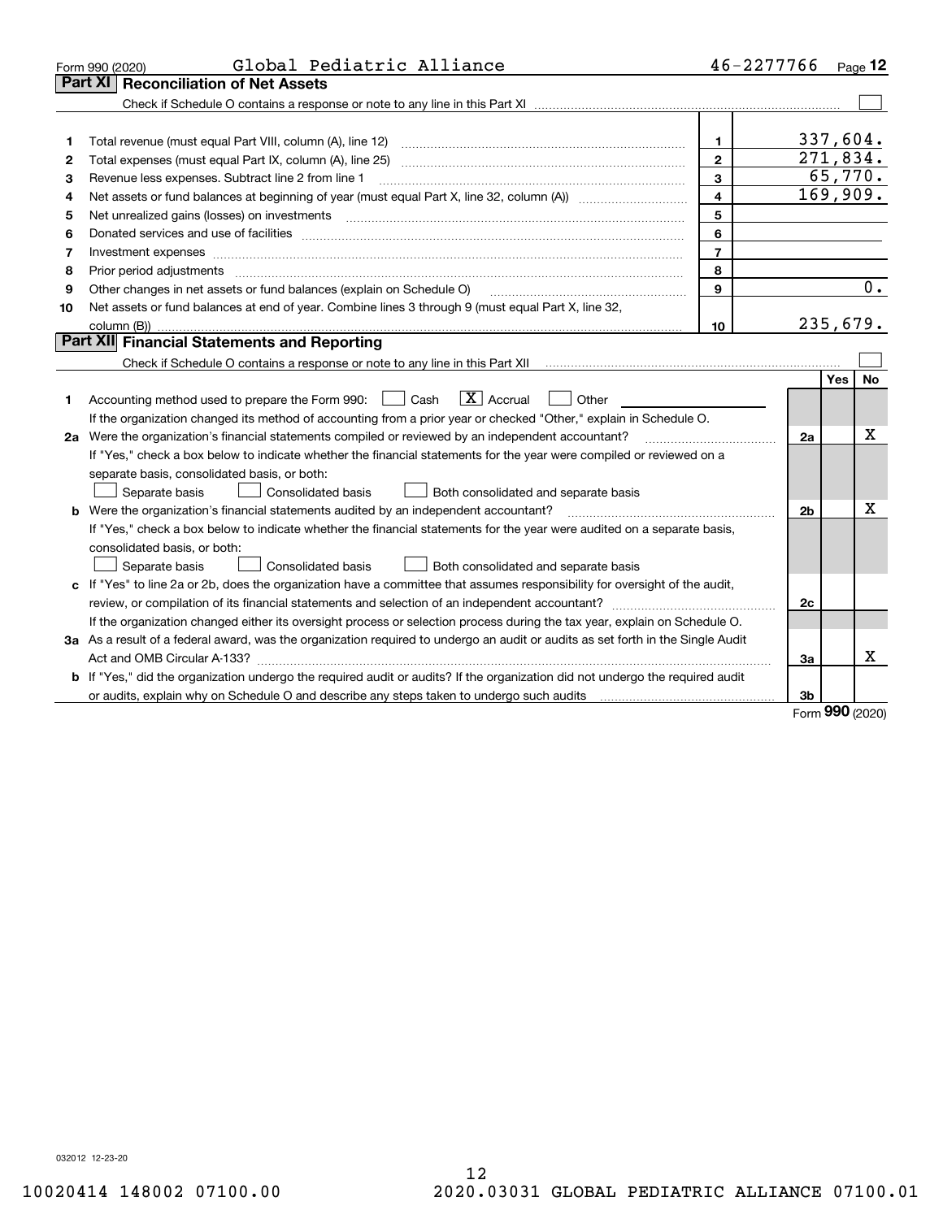Form 990 (2020) Global Pediatric Alliance 46-2277766 Page **12**

## Part XI Reconciliation of Net Assets

Check if Schedule O contains a response or note to any line in this Part XI ☐

| | | | |
|---|---|---|---|
| 1 | Total revenue (must equal Part VIII, column (A), line 12) | 1 | 337,604. |
| 2 | Total expenses (must equal Part IX, column (A), line 25) | 2 | 271,834. |
| 3 | Revenue less expenses. Subtract line 2 from line 1 | 3 | 65,770. |
| 4 | Net assets or fund balances at beginning of year (must equal Part X, line 32, column (A)) | 4 | 169,909. |
| 5 | Net unrealized gains (losses) on investments | 5 | |
| 6 | Donated services and use of facilities | 6 | |
| 7 | Investment expenses | 7 | |
| 8 | Prior period adjustments | 8 | |
| 9 | Other changes in net assets or fund balances (explain on Schedule O) | 9 | 0. |
| 10 | Net assets or fund balances at end of year. Combine lines 3 through 9 (must equal Part X, line 32, column (B)) | 10 | 235,679. |

## Part XII Financial Statements and Reporting

Check if Schedule O contains a response or note to any line in this Part XII ☐

| | | | Yes | No |
|---|---|---|---|---|
| 1 | Accounting method used to prepare the Form 990: ☐ Cash ☒ Accrual ☐ Other<br>If the organization changed its method of accounting from a prior year or checked "Other," explain in Schedule O. | | | |
| 2a | Were the organization's financial statements compiled or reviewed by an independent accountant?<br>If "Yes," check a box below to indicate whether the financial statements for the year were compiled or reviewed on a separate basis, consolidated basis, or both:<br>☐ Separate basis ☐ Consolidated basis ☐ Both consolidated and separate basis | 2a | | X |
| b | Were the organization's financial statements audited by an independent accountant?<br>If "Yes," check a box below to indicate whether the financial statements for the year were audited on a separate basis, consolidated basis, or both:<br>☐ Separate basis ☐ Consolidated basis ☐ Both consolidated and separate basis | 2b | | X |
| c | If "Yes" to line 2a or 2b, does the organization have a committee that assumes responsibility for oversight of the audit, review, or compilation of its financial statements and selection of an independent accountant?<br>If the organization changed either its oversight process or selection process during the tax year, explain on Schedule O. | 2c | | |
| 3a | As a result of a federal award, was the organization required to undergo an audit or audits as set forth in the Single Audit Act and OMB Circular A-133? | 3a | | X |
| b | If "Yes," did the organization undergo the required audit or audits? If the organization did not undergo the required audit or audits, explain why on Schedule O and describe any steps taken to undergo such audits | 3b | | |

Form **990** (2020)

032012 12-23-20

10020414 148002 07100.00 2020.03031 GLOBAL PEDIATRIC ALLIANCE 07100.01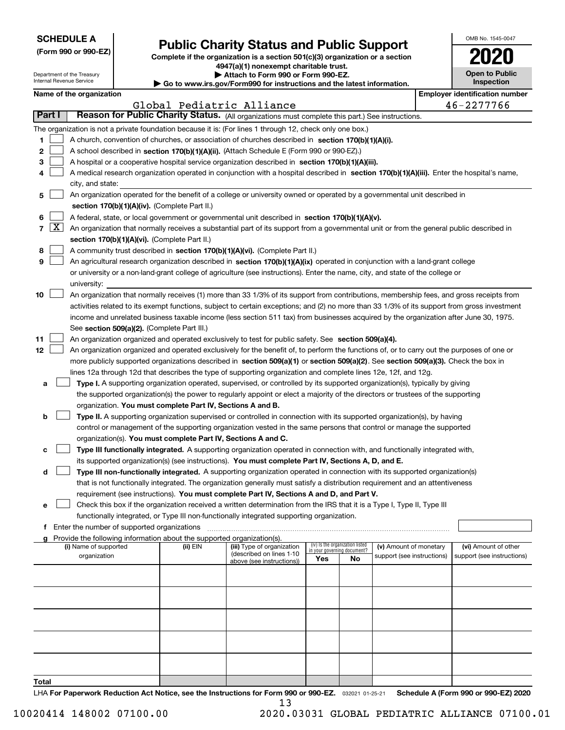**SCHEDULE A**
**(Form 990 or 990-EZ)**

Department of the Treasury
Internal Revenue Service

# Public Charity Status and Public Support

**Complete if the organization is a section 501(c)(3) organization or a section 4947(a)(1) nonexempt charitable trust.**
**▶ Attach to Form 990 or Form 990-EZ.**
**▶ Go to www.irs.gov/Form990 for instructions and the latest information.**

OMB No. 1545-0047
**2020**
**Open to Public Inspection**

**Name of the organization:** Global Pediatric Alliance
**Employer identification number:** 46-2277766

## Part I Reason for Public Charity Status. (All organizations must complete this part.) See instructions.

The organization is not a private foundation because it is: (For lines 1 through 12, check only one box.)

1. ☐ A church, convention of churches, or association of churches described in **section 170(b)(1)(A)(i).**
2. ☐ A school described in **section 170(b)(1)(A)(ii).** (Attach Schedule E (Form 990 or 990-EZ).)
3. ☐ A hospital or a cooperative hospital service organization described in **section 170(b)(1)(A)(iii).**
4. ☐ A medical research organization operated in conjunction with a hospital described in **section 170(b)(1)(A)(iii).** Enter the hospital's name, city, and state:
5. ☐ An organization operated for the benefit of a college or university owned or operated by a governmental unit described in **section 170(b)(1)(A)(iv).** (Complete Part II.)
6. ☐ A federal, state, or local government or governmental unit described in **section 170(b)(1)(A)(v).**
7. ☒ An organization that normally receives a substantial part of its support from a governmental unit or from the general public described in **section 170(b)(1)(A)(vi).** (Complete Part II.)
8. ☐ A community trust described in **section 170(b)(1)(A)(vi).** (Complete Part II.)
9. ☐ An agricultural research organization described in **section 170(b)(1)(A)(ix)** operated in conjunction with a land-grant college or university or a non-land-grant college of agriculture (see instructions). Enter the name, city, and state of the college or university:
10. ☐ An organization that normally receives (1) more than 33 1/3% of its support from contributions, membership fees, and gross receipts from activities related to its exempt functions, subject to certain exceptions; and (2) no more than 33 1/3% of its support from gross investment income and unrelated business taxable income (less section 511 tax) from businesses acquired by the organization after June 30, 1975. See **section 509(a)(2).** (Complete Part III.)
11. ☐ An organization organized and operated exclusively to test for public safety. See **section 509(a)(4).**
12. ☐ An organization organized and operated exclusively for the benefit of, to perform the functions of, or to carry out the purposes of one or more publicly supported organizations described in **section 509(a)(1)** or **section 509(a)(2).** See **section 509(a)(3).** Check the box in lines 12a through 12d that describes the type of supporting organization and complete lines 12e, 12f, and 12g.
   - **a** ☐ **Type I.** A supporting organization operated, supervised, or controlled by its supported organization(s), typically by giving the supported organization(s) the power to regularly appoint or elect a majority of the directors or trustees of the supporting organization. **You must complete Part IV, Sections A and B.**
   - **b** ☐ **Type II.** A supporting organization supervised or controlled in connection with its supported organization(s), by having control or management of the supporting organization vested in the same persons that control or manage the supported organization(s). **You must complete Part IV, Sections A and C.**
   - **c** ☐ **Type III functionally integrated.** A supporting organization operated in connection with, and functionally integrated with, its supported organization(s) (see instructions). **You must complete Part IV, Sections A, D, and E.**
   - **d** ☐ **Type III non-functionally integrated.** A supporting organization operated in connection with its supported organization(s) that is not functionally integrated. The organization generally must satisfy a distribution requirement and an attentiveness requirement (see instructions). **You must complete Part IV, Sections A and D, and Part V.**
   - **e** ☐ Check this box if the organization received a written determination from the IRS that it is a Type I, Type II, Type III functionally integrated, or Type III non-functionally integrated supporting organization.
   - **f** Enter the number of supported organizations
   - **g** Provide the following information about the supported organization(s).

| (i) Name of supported organization | (ii) EIN | (iii) Type of organization (described on lines 1-10 above (see instructions)) | (iv) Is the organization listed in your governing document? Yes | No | (v) Amount of monetary support (see instructions) | (vi) Amount of other support (see instructions) |
|---|---|---|---|---|---|---|
| | | | | | | |
| | | | | | | |
| | | | | | | |
| | | | | | | |
| | | | | | | |
| **Total** | | | | | | |

LHA **For Paperwork Reduction Act Notice, see the Instructions for Form 990 or 990-EZ.** 032021 01-25-21 **Schedule A (Form 990 or 990-EZ) 2020**

10020414 148002 07100.00 2020.03031 GLOBAL PEDIATRIC ALLIANCE 07100.01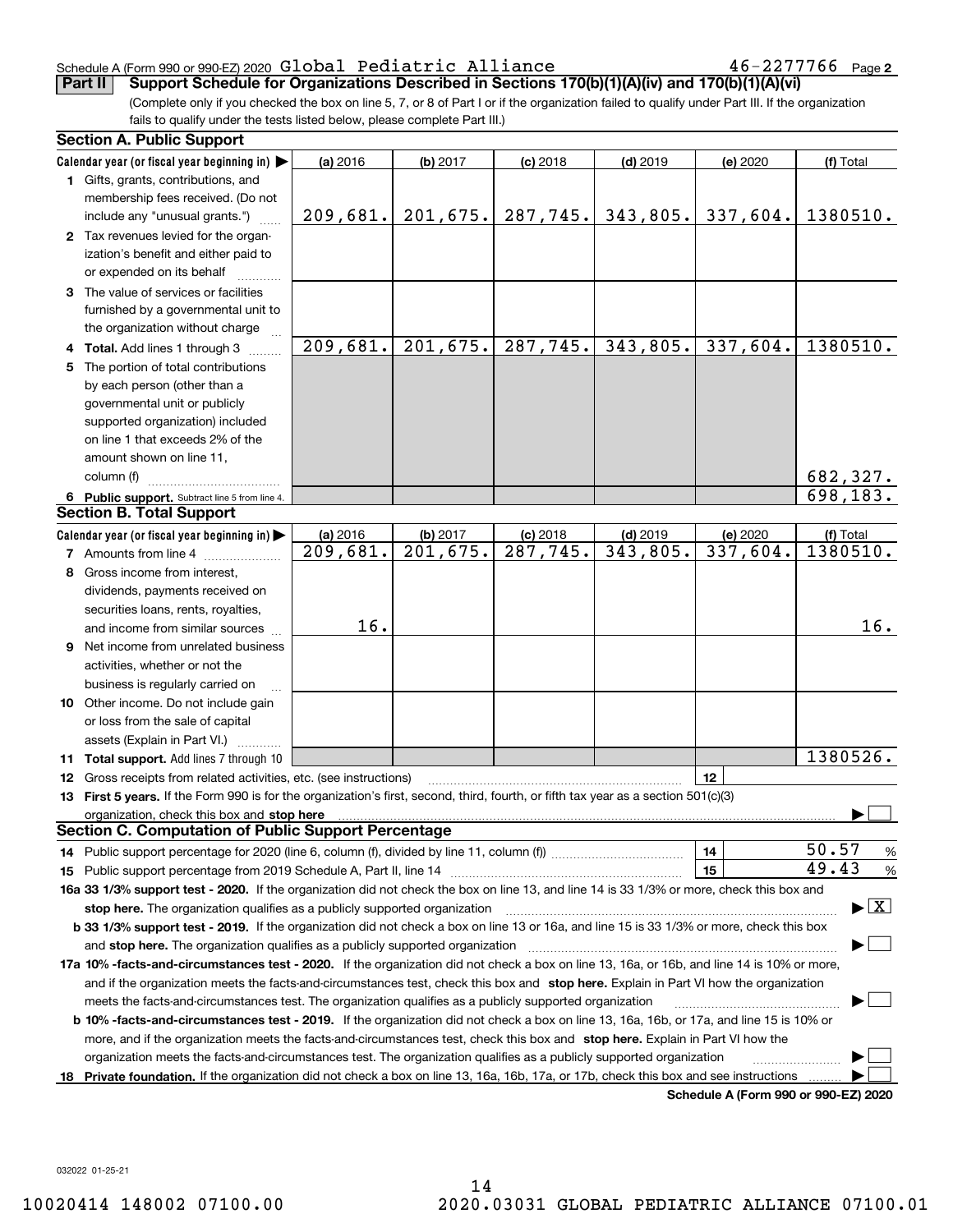Schedule A (Form 990 or 990-EZ) 2020 Global Pediatric Alliance 46-2277766 Page **2**

**Part II | Support Schedule for Organizations Described in Sections 170(b)(1)(A)(iv) and 170(b)(1)(A)(vi)**

(Complete only if you checked the box on line 5, 7, or 8 of Part I or if the organization failed to qualify under Part III. If the organization fails to qualify under the tests listed below, please complete Part III.)

**Section A. Public Support**

| Calendar year (or fiscal year beginning in) ▶ | (a) 2016 | (b) 2017 | (c) 2018 | (d) 2019 | (e) 2020 | (f) Total |
|---|---|---|---|---|---|---|
| **1** Gifts, grants, contributions, and membership fees received. (Do not include any "unusual grants.") | 209,681. | 201,675. | 287,745. | 343,805. | 337,604. | 1380510. |
| **2** Tax revenues levied for the organization's benefit and either paid to or expended on its behalf | | | | | | |
| **3** The value of services or facilities furnished by a governmental unit to the organization without charge | | | | | | |
| **4 Total.** Add lines 1 through 3 | 209,681. | 201,675. | 287,745. | 343,805. | 337,604. | 1380510. |
| **5** The portion of total contributions by each person (other than a governmental unit or publicly supported organization) included on line 1 that exceeds 2% of the amount shown on line 11, column (f) | | | | | | 682,327. |
| **6 Public support.** Subtract line 5 from line 4. | | | | | | 698,183. |

**Section B. Total Support**

| Calendar year (or fiscal year beginning in) ▶ | (a) 2016 | (b) 2017 | (c) 2018 | (d) 2019 | (e) 2020 | (f) Total |
|---|---|---|---|---|---|---|
| **7** Amounts from line 4 | 209,681. | 201,675. | 287,745. | 343,805. | 337,604. | 1380510. |
| **8** Gross income from interest, dividends, payments received on securities loans, rents, royalties, and income from similar sources | 16. | | | | | 16. |
| **9** Net income from unrelated business activities, whether or not the business is regularly carried on | | | | | | |
| **10** Other income. Do not include gain or loss from the sale of capital assets (Explain in Part VI.) | | | | | | |
| **11 Total support.** Add lines 7 through 10 | | | | | | 1380526. |

**12** Gross receipts from related activities, etc. (see instructions) | **12** |

**13 First 5 years.** If the Form 990 is for the organization's first, second, third, fourth, or fifth tax year as a section 501(c)(3) organization, check this box and **stop here** ▶ ☐

**Section C. Computation of Public Support Percentage**

**14** Public support percentage for 2020 (line 6, column (f), divided by line 11, column (f)) | **14** | 50.57 %

**15** Public support percentage from 2019 Schedule A, Part II, line 14 | **15** | 49.43 %

**16a 33 1/3% support test - 2020.** If the organization did not check the box on line 13, and line 14 is 33 1/3% or more, check this box and **stop here.** The organization qualifies as a publicly supported organization ▶ ☒

**b 33 1/3% support test - 2019.** If the organization did not check a box on line 13 or 16a, and line 15 is 33 1/3% or more, check this box and **stop here.** The organization qualifies as a publicly supported organization ▶ ☐

**17a 10% -facts-and-circumstances test - 2020.** If the organization did not check a box on line 13, 16a, or 16b, and line 14 is 10% or more, and if the organization meets the facts-and-circumstances test, check this box and **stop here.** Explain in Part VI how the organization meets the facts-and-circumstances test. The organization qualifies as a publicly supported organization ▶ ☐

**b 10% -facts-and-circumstances test - 2019.** If the organization did not check a box on line 13, 16a, 16b, or 17a, and line 15 is 10% or more, and if the organization meets the facts-and-circumstances test, check this box and **stop here.** Explain in Part VI how the organization meets the facts-and-circumstances test. The organization qualifies as a publicly supported organization ▶ ☐

**18 Private foundation.** If the organization did not check a box on line 13, 16a, 16b, 17a, or 17b, check this box and see instructions ▶ ☐

**Schedule A (Form 990 or 990-EZ) 2020**

032022 01-25-21

10020414 148002 07100.00 2020.03031 GLOBAL PEDIATRIC ALLIANCE 07100.01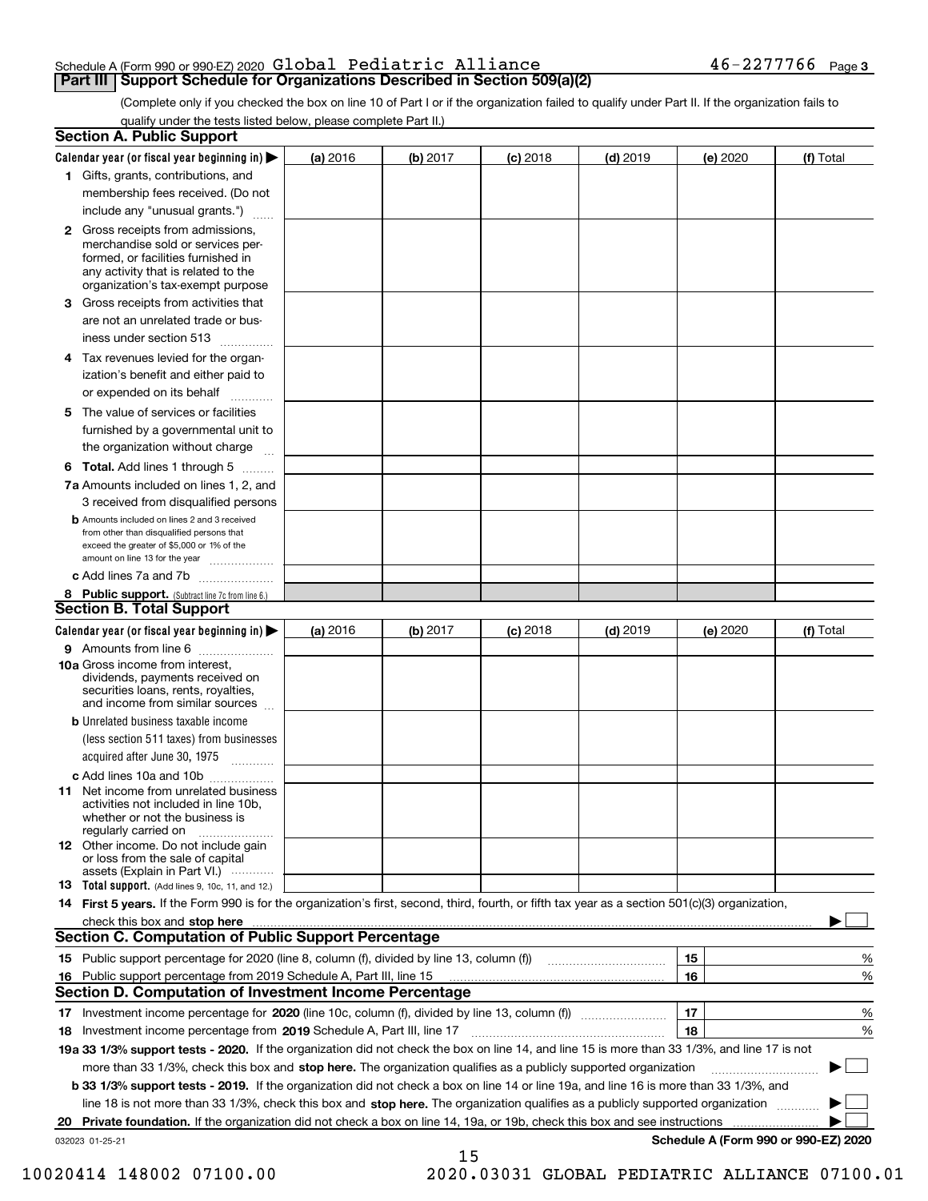Schedule A (Form 990 or 990-EZ) 2020 Global Pediatric Alliance 46-2277766 Page 3

## Part III Support Schedule for Organizations Described in Section 509(a)(2)

(Complete only if you checked the box on line 10 of Part I or if the organization failed to qualify under Part II. If the organization fails to qualify under the tests listed below, please complete Part II.)

### Section A. Public Support

| Calendar year (or fiscal year beginning in) ▶ | (a) 2016 | (b) 2017 | (c) 2018 | (d) 2019 | (e) 2020 | (f) Total |
|---|---|---|---|---|---|---|
| **1** Gifts, grants, contributions, and membership fees received. (Do not include any "unusual grants.") | | | | | | |
| **2** Gross receipts from admissions, merchandise sold or services performed, or facilities furnished in any activity that is related to the organization's tax-exempt purpose | | | | | | |
| **3** Gross receipts from activities that are not an unrelated trade or business under section 513 | | | | | | |
| **4** Tax revenues levied for the organization's benefit and either paid to or expended on its behalf | | | | | | |
| **5** The value of services or facilities furnished by a governmental unit to the organization without charge | | | | | | |
| **6 Total.** Add lines 1 through 5 | | | | | | |
| **7a** Amounts included on lines 1, 2, and 3 received from disqualified persons | | | | | | |
| **b** Amounts included on lines 2 and 3 received from other than disqualified persons that exceed the greater of $5,000 or 1% of the amount on line 13 for the year | | | | | | |
| **c** Add lines 7a and 7b | | | | | | |
| **8 Public support.** (Subtract line 7c from line 6.) | | | | | | |

### Section B. Total Support

| Calendar year (or fiscal year beginning in) ▶ | (a) 2016 | (b) 2017 | (c) 2018 | (d) 2019 | (e) 2020 | (f) Total |
|---|---|---|---|---|---|---|
| **9** Amounts from line 6 | | | | | | |
| **10a** Gross income from interest, dividends, payments received on securities loans, rents, royalties, and income from similar sources | | | | | | |
| **b** Unrelated business taxable income (less section 511 taxes) from businesses acquired after June 30, 1975 | | | | | | |
| **c** Add lines 10a and 10b | | | | | | |
| **11** Net income from unrelated business activities not included in line 10b, whether or not the business is regularly carried on | | | | | | |
| **12** Other income. Do not include gain or loss from the sale of capital assets (Explain in Part VI.) | | | | | | |
| **13 Total support.** (Add lines 9, 10c, 11, and 12.) | | | | | | |

**14 First 5 years.** If the Form 990 is for the organization's first, second, third, fourth, or fifth tax year as a section 501(c)(3) organization, check this box and **stop here** ▶ ☐

### Section C. Computation of Public Support Percentage

| | | | |
|---|---|---|---|
| **15** Public support percentage for 2020 (line 8, column (f), divided by line 13, column (f)) | 15 | | % |
| **16** Public support percentage from 2019 Schedule A, Part III, line 15 | 16 | | % |

### Section D. Computation of Investment Income Percentage

| | | | |
|---|---|---|---|
| **17** Investment income percentage for **2020** (line 10c, column (f), divided by line 13, column (f)) | 17 | | % |
| **18** Investment income percentage from **2019** Schedule A, Part III, line 17 | 18 | | % |

**19a 33 1/3% support tests - 2020.** If the organization did not check the box on line 14, and line 15 is more than 33 1/3%, and line 17 is not more than 33 1/3%, check this box and **stop here.** The organization qualifies as a publicly supported organization ▶ ☐

**b 33 1/3% support tests - 2019.** If the organization did not check a box on line 14 or line 19a, and line 16 is more than 33 1/3%, and line 18 is not more than 33 1/3%, check this box and **stop here.** The organization qualifies as a publicly supported organization ▶ ☐

**20 Private foundation.** If the organization did not check a box on line 14, 19a, or 19b, check this box and see instructions ▶ ☐

032023 01-25-21 **Schedule A (Form 990 or 990-EZ) 2020**

10020414 148002 07100.00 2020.03031 GLOBAL PEDIATRIC ALLIANCE 07100.01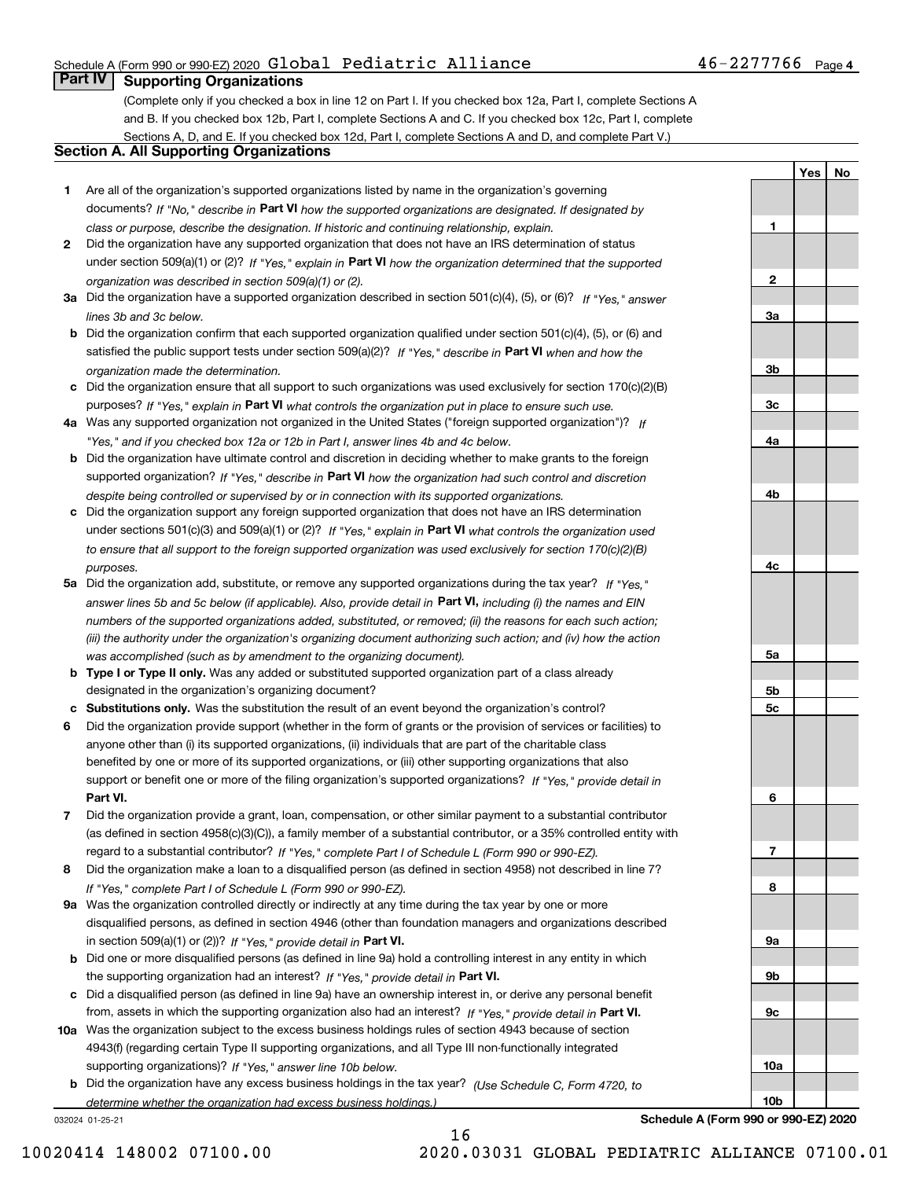Schedule A (Form 990 or 990-EZ) 2020 Global Pediatric Alliance 46-2277766 Page 4

## Part IV Supporting Organizations

(Complete only if you checked a box in line 12 on Part I. If you checked box 12a, Part I, complete Sections A and B. If you checked box 12b, Part I, complete Sections A and C. If you checked box 12c, Part I, complete Sections A, D, and E. If you checked box 12d, Part I, complete Sections A and D, and complete Part V.)

### Section A. All Supporting Organizations

| | | Line | Yes | No |
|---|---|---|---|---|
| 1 | Are all of the organization's supported organizations listed by name in the organization's governing documents? *If "No," describe in* **Part VI** *how the supported organizations are designated. If designated by class or purpose, describe the designation. If historic and continuing relationship, explain.* | 1 | | |
| 2 | Did the organization have any supported organization that does not have an IRS determination of status under section 509(a)(1) or (2)? *If "Yes," explain in* **Part VI** *how the organization determined that the supported organization was described in section 509(a)(1) or (2).* | 2 | | |
| 3a | Did the organization have a supported organization described in section 501(c)(4), (5), or (6)? *If "Yes," answer lines 3b and 3c below.* | 3a | | |
| b | Did the organization confirm that each supported organization qualified under section 501(c)(4), (5), or (6) and satisfied the public support tests under section 509(a)(2)? *If "Yes," describe in* **Part VI** *when and how the organization made the determination.* | 3b | | |
| c | Did the organization ensure that all support to such organizations was used exclusively for section 170(c)(2)(B) purposes? *If "Yes," explain in* **Part VI** *what controls the organization put in place to ensure such use.* | 3c | | |
| 4a | Was any supported organization not organized in the United States ("foreign supported organization")? *If "Yes," and if you checked box 12a or 12b in Part I, answer lines 4b and 4c below.* | 4a | | |
| b | Did the organization have ultimate control and discretion in deciding whether to make grants to the foreign supported organization? *If "Yes," describe in* **Part VI** *how the organization had such control and discretion despite being controlled or supervised by or in connection with its supported organizations.* | 4b | | |
| c | Did the organization support any foreign supported organization that does not have an IRS determination under sections 501(c)(3) and 509(a)(1) or (2)? *If "Yes," explain in* **Part VI** *what controls the organization used to ensure that all support to the foreign supported organization was used exclusively for section 170(c)(2)(B) purposes.* | 4c | | |
| 5a | Did the organization add, substitute, or remove any supported organizations during the tax year? *If "Yes," answer lines 5b and 5c below (if applicable). Also, provide detail in* **Part VI,** *including (i) the names and EIN numbers of the supported organizations added, substituted, or removed; (ii) the reasons for each such action; (iii) the authority under the organization's organizing document authorizing such action; and (iv) how the action was accomplished (such as by amendment to the organizing document).* | 5a | | |
| b | **Type I or Type II only.** Was any added or substituted supported organization part of a class already designated in the organization's organizing document? | 5b | | |
| c | **Substitutions only.** Was the substitution the result of an event beyond the organization's control? | 5c | | |
| 6 | Did the organization provide support (whether in the form of grants or the provision of services or facilities) to anyone other than (i) its supported organizations, (ii) individuals that are part of the charitable class benefited by one or more of its supported organizations, or (iii) other supporting organizations that also support or benefit one or more of the filing organization's supported organizations? *If "Yes," provide detail in* **Part VI.** | 6 | | |
| 7 | Did the organization provide a grant, loan, compensation, or other similar payment to a substantial contributor (as defined in section 4958(c)(3)(C)), a family member of a substantial contributor, or a 35% controlled entity with regard to a substantial contributor? *If "Yes," complete Part I of Schedule L (Form 990 or 990-EZ).* | 7 | | |
| 8 | Did the organization make a loan to a disqualified person (as defined in section 4958) not described in line 7? *If "Yes," complete Part I of Schedule L (Form 990 or 990-EZ).* | 8 | | |
| 9a | Was the organization controlled directly or indirectly at any time during the tax year by one or more disqualified persons, as defined in section 4946 (other than foundation managers and organizations described in section 509(a)(1) or (2))? *If "Yes," provide detail in* **Part VI.** | 9a | | |
| b | Did one or more disqualified persons (as defined in line 9a) hold a controlling interest in any entity in which the supporting organization had an interest? *If "Yes," provide detail in* **Part VI.** | 9b | | |
| c | Did a disqualified person (as defined in line 9a) have an ownership interest in, or derive any personal benefit from, assets in which the supporting organization also had an interest? *If "Yes," provide detail in* **Part VI.** | 9c | | |
| 10a | Was the organization subject to the excess business holdings rules of section 4943 because of section 4943(f) (regarding certain Type II supporting organizations, and all Type III non-functionally integrated supporting organizations)? *If "Yes," answer line 10b below.* | 10a | | |
| b | Did the organization have any excess business holdings in the tax year? *(Use Schedule C, Form 4720, to determine whether the organization had excess business holdings.)* | 10b | | |

032024 01-25-21 **Schedule A (Form 990 or 990-EZ) 2020**

10020414 148002 07100.00 2020.03031 GLOBAL PEDIATRIC ALLIANCE 07100.01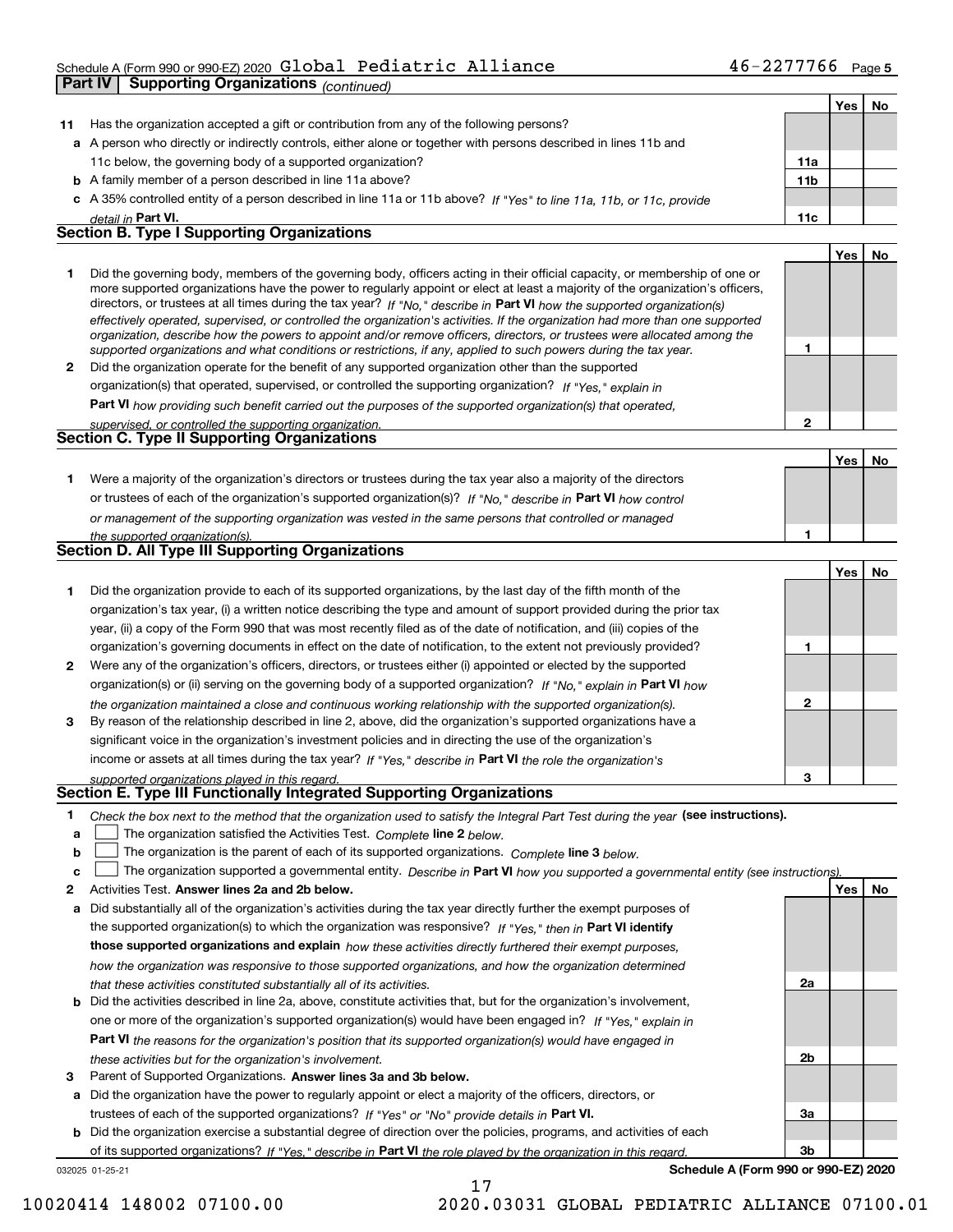Schedule A (Form 990 or 990-EZ) 2020 Global Pediatric Alliance 46-2277766 Page 5

**Part IV | Supporting Organizations** *(continued)*

| | | | Yes | No |
|---|---|---|---|---|
| **11** | Has the organization accepted a gift or contribution from any of the following persons? | | | |
| **a** | A person who directly or indirectly controls, either alone or together with persons described in lines 11b and 11c below, the governing body of a supported organization? | **11a** | | |
| **b** | A family member of a person described in line 11a above? | **11b** | | |
| **c** | A 35% controlled entity of a person described in line 11a or 11b above? *If "Yes" to line 11a, 11b, or 11c, provide detail in* **Part VI.** | **11c** | | |

## Section B. Type I Supporting Organizations

| | | | Yes | No |
|---|---|---|---|---|
| **1** | Did the governing body, members of the governing body, officers acting in their official capacity, or membership of one or more supported organizations have the power to regularly appoint or elect at least a majority of the organization's officers, directors, or trustees at all times during the tax year? *If "No," describe in* **Part VI** *how the supported organization(s) effectively operated, supervised, or controlled the organization's activities. If the organization had more than one supported organization, describe how the powers to appoint and/or remove officers, directors, or trustees were allocated among the supported organizations and what conditions or restrictions, if any, applied to such powers during the tax year.* | **1** | | |
| **2** | Did the organization operate for the benefit of any supported organization other than the supported organization(s) that operated, supervised, or controlled the supporting organization? *If "Yes," explain in* **Part VI** *how providing such benefit carried out the purposes of the supported organization(s) that operated, supervised, or controlled the supporting organization.* | **2** | | |

## Section C. Type II Supporting Organizations

| | | | Yes | No |
|---|---|---|---|---|
| **1** | Were a majority of the organization's directors or trustees during the tax year also a majority of the directors or trustees of each of the organization's supported organization(s)? *If "No," describe in* **Part VI** *how control or management of the supporting organization was vested in the same persons that controlled or managed the supported organization(s).* | **1** | | |

## Section D. All Type III Supporting Organizations

| | | | Yes | No |
|---|---|---|---|---|
| **1** | Did the organization provide to each of its supported organizations, by the last day of the fifth month of the organization's tax year, (i) a written notice describing the type and amount of support provided during the prior tax year, (ii) a copy of the Form 990 that was most recently filed as of the date of notification, and (iii) copies of the organization's governing documents in effect on the date of notification, to the extent not previously provided? | **1** | | |
| **2** | Were any of the organization's officers, directors, or trustees either (i) appointed or elected by the supported organization(s) or (ii) serving on the governing body of a supported organization? *If "No," explain in* **Part VI** *how the organization maintained a close and continuous working relationship with the supported organization(s).* | **2** | | |
| **3** | By reason of the relationship described in line 2, above, did the organization's supported organizations have a significant voice in the organization's investment policies and in directing the use of the organization's income or assets at all times during the tax year? *If "Yes," describe in* **Part VI** *the role the organization's supported organizations played in this regard.* | **3** | | |

## Section E. Type III Functionally Integrated Supporting Organizations

**1** *Check the box next to the method that the organization used to satisfy the Integral Part Test during the year* **(see instructions).**

- **a** ☐ The organization satisfied the Activities Test. *Complete* **line 2** *below.*
- **b** ☐ The organization is the parent of each of its supported organizations. *Complete* **line 3** *below.*
- **c** ☐ The organization supported a governmental entity. *Describe in* **Part VI** *how you supported a governmental entity (see instructions).*

| | | | Yes | No |
|---|---|---|---|---|
| **2** | Activities Test. **Answer lines 2a and 2b below.** | | | |
| **a** | Did substantially all of the organization's activities during the tax year directly further the exempt purposes of the supported organization(s) to which the organization was responsive? *If "Yes," then in* **Part VI identify those supported organizations and explain** *how these activities directly furthered their exempt purposes, how the organization was responsive to those supported organizations, and how the organization determined that these activities constituted substantially all of its activities.* | **2a** | | |
| **b** | Did the activities described in line 2a, above, constitute activities that, but for the organization's involvement, one or more of the organization's supported organization(s) would have been engaged in? *If "Yes," explain in* **Part VI** *the reasons for the organization's position that its supported organization(s) would have engaged in these activities but for the organization's involvement.* | **2b** | | |
| **3** | Parent of Supported Organizations. **Answer lines 3a and 3b below.** | | | |
| **a** | Did the organization have the power to regularly appoint or elect a majority of the officers, directors, or trustees of each of the supported organizations? *If "Yes" or "No" provide details in* **Part VI.** | **3a** | | |
| **b** | Did the organization exercise a substantial degree of direction over the policies, programs, and activities of each of its supported organizations? *If "Yes," describe in* **Part VI** *the role played by the organization in this regard.* | **3b** | | |

032025 01-25-21 **Schedule A (Form 990 or 990-EZ) 2020**

10020414 148002 07100.00 2020.03031 GLOBAL PEDIATRIC ALLIANCE 07100.01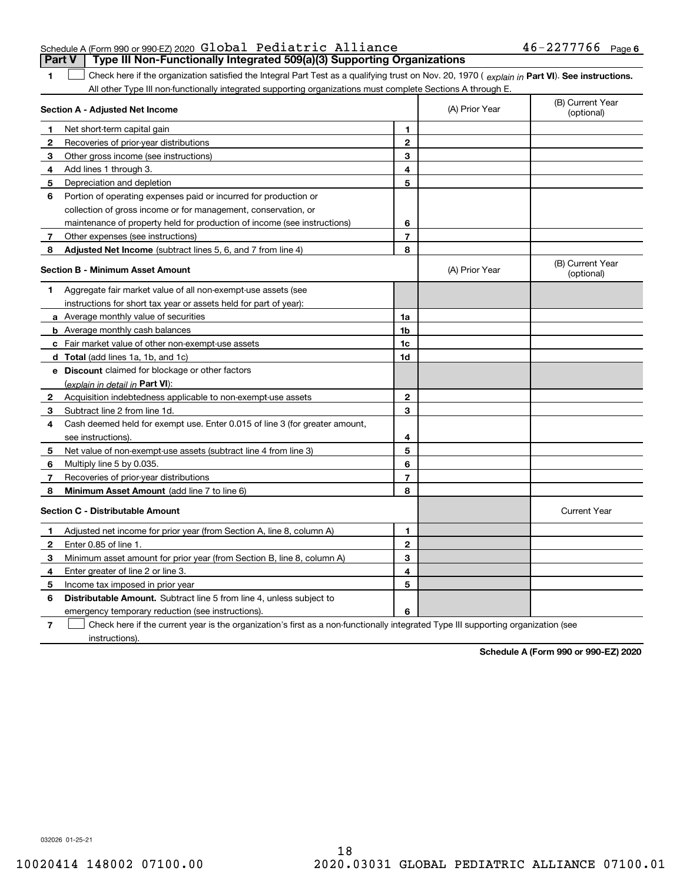Schedule A (Form 990 or 990-EZ) 2020 Global Pediatric Alliance 46-2277766 Page 6

## Part V Type III Non-Functionally Integrated 509(a)(3) Supporting Organizations

1 ☐ Check here if the organization satisfied the Integral Part Test as a qualifying trust on Nov. 20, 1970 ( *explain in* **Part VI**). **See instructions.** All other Type III non-functionally integrated supporting organizations must complete Sections A through E.

| **Section A - Adjusted Net Income** | | (A) Prior Year | (B) Current Year (optional) |
|---|---|---|---|
| **1** Net short-term capital gain | 1 | | |
| **2** Recoveries of prior-year distributions | 2 | | |
| **3** Other gross income (see instructions) | 3 | | |
| **4** Add lines 1 through 3. | 4 | | |
| **5** Depreciation and depletion | 5 | | |
| **6** Portion of operating expenses paid or incurred for production or collection of gross income or for management, conservation, or maintenance of property held for production of income (see instructions) | 6 | | |
| **7** Other expenses (see instructions) | 7 | | |
| **8** **Adjusted Net Income** (subtract lines 5, 6, and 7 from line 4) | 8 | | |

| **Section B - Minimum Asset Amount** | | (A) Prior Year | (B) Current Year (optional) |
|---|---|---|---|
| **1** Aggregate fair market value of all non-exempt-use assets (see instructions for short tax year or assets held for part of year): | | | |
| **a** Average monthly value of securities | 1a | | |
| **b** Average monthly cash balances | 1b | | |
| **c** Fair market value of other non-exempt-use assets | 1c | | |
| **d** **Total** (add lines 1a, 1b, and 1c) | 1d | | |
| **e** **Discount** claimed for blockage or other factors (*explain in detail in* **Part VI**): | | | |
| **2** Acquisition indebtedness applicable to non-exempt-use assets | 2 | | |
| **3** Subtract line 2 from line 1d. | 3 | | |
| **4** Cash deemed held for exempt use. Enter 0.015 of line 3 (for greater amount, see instructions). | 4 | | |
| **5** Net value of non-exempt-use assets (subtract line 4 from line 3) | 5 | | |
| **6** Multiply line 5 by 0.035. | 6 | | |
| **7** Recoveries of prior-year distributions | 7 | | |
| **8** **Minimum Asset Amount** (add line 7 to line 6) | 8 | | |

| **Section C - Distributable Amount** | | | Current Year |
|---|---|---|---|
| **1** Adjusted net income for prior year (from Section A, line 8, column A) | 1 | | |
| **2** Enter 0.85 of line 1. | 2 | | |
| **3** Minimum asset amount for prior year (from Section B, line 8, column A) | 3 | | |
| **4** Enter greater of line 2 or line 3. | 4 | | |
| **5** Income tax imposed in prior year | 5 | | |
| **6** **Distributable Amount.** Subtract line 5 from line 4, unless subject to emergency temporary reduction (see instructions). | 6 | | |

7 ☐ Check here if the current year is the organization's first as a non-functionally integrated Type III supporting organization (see instructions).

**Schedule A (Form 990 or 990-EZ) 2020**

032026 01-25-21

10020414 148002 07100.00 2020.03031 GLOBAL PEDIATRIC ALLIANCE 07100.01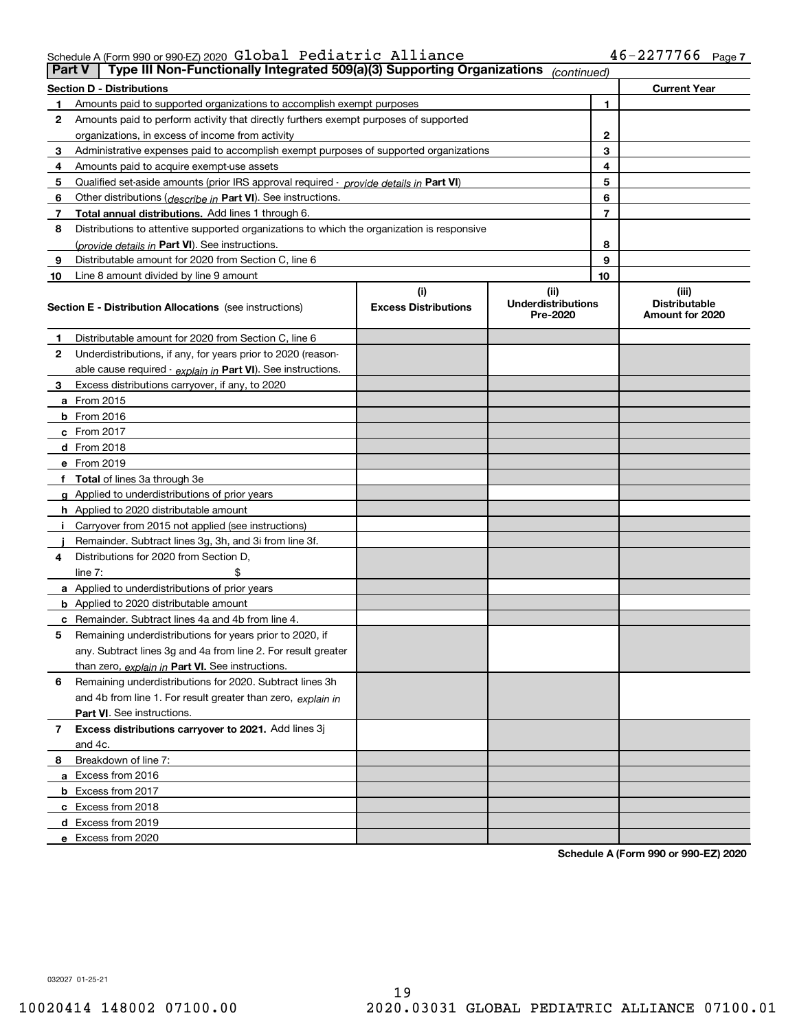Schedule A (Form 990 or 990-EZ) 2020 Global Pediatric Alliance 46-2277766 Page 7

**Part V** | **Type III Non-Functionally Integrated 509(a)(3) Supporting Organizations** *(continued)*

| **Section D - Distributions** | | | **Current Year** |
|---|---|---|---|
| **1** | Amounts paid to supported organizations to accomplish exempt purposes | 1 | |
| **2** | Amounts paid to perform activity that directly furthers exempt purposes of supported organizations, in excess of income from activity | 2 | |
| **3** | Administrative expenses paid to accomplish exempt purposes of supported organizations | 3 | |
| **4** | Amounts paid to acquire exempt-use assets | 4 | |
| **5** | Qualified set-aside amounts (prior IRS approval required - *provide details in* **Part VI**) | 5 | |
| **6** | Other distributions (*describe in* **Part VI**). See instructions. | 6 | |
| **7** | **Total annual distributions.** Add lines 1 through 6. | 7 | |
| **8** | Distributions to attentive supported organizations to which the organization is responsive (*provide details in* **Part VI**). See instructions. | 8 | |
| **9** | Distributable amount for 2020 from Section C, line 6 | 9 | |
| **10** | Line 8 amount divided by line 9 amount | 10 | |

| **Section E - Distribution Allocations** (see instructions) | (i) **Excess Distributions** | (ii) **Underdistributions Pre-2020** | (iii) **Distributable Amount for 2020** |
|---|---|---|---|
| **1** Distributable amount for 2020 from Section C, line 6 | | | |
| **2** Underdistributions, if any, for years prior to 2020 (reasonable cause required - *explain in* **Part VI**). See instructions. | | | |
| **3** Excess distributions carryover, if any, to 2020 | | | |
| **a** From 2015 | | | |
| **b** From 2016 | | | |
| **c** From 2017 | | | |
| **d** From 2018 | | | |
| **e** From 2019 | | | |
| **f** **Total** of lines 3a through 3e | | | |
| **g** Applied to underdistributions of prior years | | | |
| **h** Applied to 2020 distributable amount | | | |
| **i** Carryover from 2015 not applied (see instructions) | | | |
| **j** Remainder. Subtract lines 3g, 3h, and 3i from line 3f. | | | |
| **4** Distributions for 2020 from Section D, line 7: $ | | | |
| **a** Applied to underdistributions of prior years | | | |
| **b** Applied to 2020 distributable amount | | | |
| **c** Remainder. Subtract lines 4a and 4b from line 4. | | | |
| **5** Remaining underdistributions for years prior to 2020, if any. Subtract lines 3g and 4a from line 2. For result greater than zero, *explain in* **Part VI.** See instructions. | | | |
| **6** Remaining underdistributions for 2020. Subtract lines 3h and 4b from line 1. For result greater than zero, *explain in* **Part VI**. See instructions. | | | |
| **7** **Excess distributions carryover to 2021.** Add lines 3j and 4c. | | | |
| **8** Breakdown of line 7: | | | |
| **a** Excess from 2016 | | | |
| **b** Excess from 2017 | | | |
| **c** Excess from 2018 | | | |
| **d** Excess from 2019 | | | |
| **e** Excess from 2020 | | | |

**Schedule A (Form 990 or 990-EZ) 2020**

032027 01-25-21

10020414 148002 07100.00 2020.03031 GLOBAL PEDIATRIC ALLIANCE 07100.01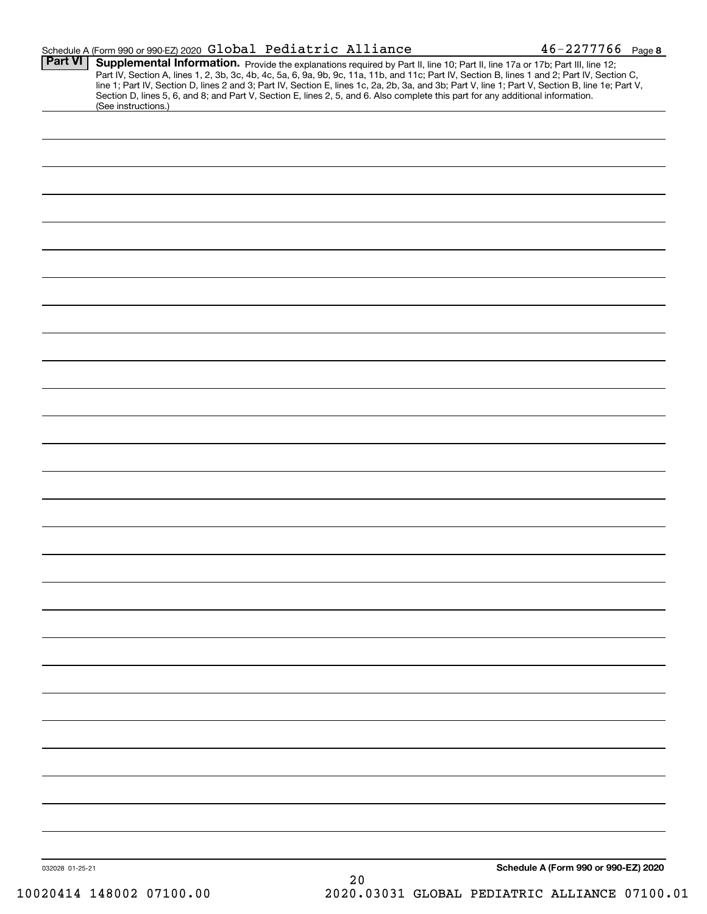Schedule A (Form 990 or 990-EZ) 2020 Global Pediatric Alliance 46-2277766 Page 8

## Part VI Supplemental Information.

Provide the explanations required by Part II, line 10; Part II, line 17a or 17b; Part III, line 12; Part IV, Section A, lines 1, 2, 3b, 3c, 4b, 4c, 5a, 6, 9a, 9b, 9c, 11a, 11b, and 11c; Part IV, Section B, lines 1 and 2; Part IV, Section C, line 1; Part IV, Section D, lines 2 and 3; Part IV, Section E, lines 1c, 2a, 2b, 3a, and 3b; Part V, line 1; Part V, Section B, line 1e; Part V, Section D, lines 5, 6, and 8; and Part V, Section E, lines 2, 5, and 6. Also complete this part for any additional information. (See instructions.)

032028 01-25-21

**Schedule A (Form 990 or 990-EZ) 2020**

10020414 148002 07100.00 2020.03031 GLOBAL PEDIATRIC ALLIANCE 07100.01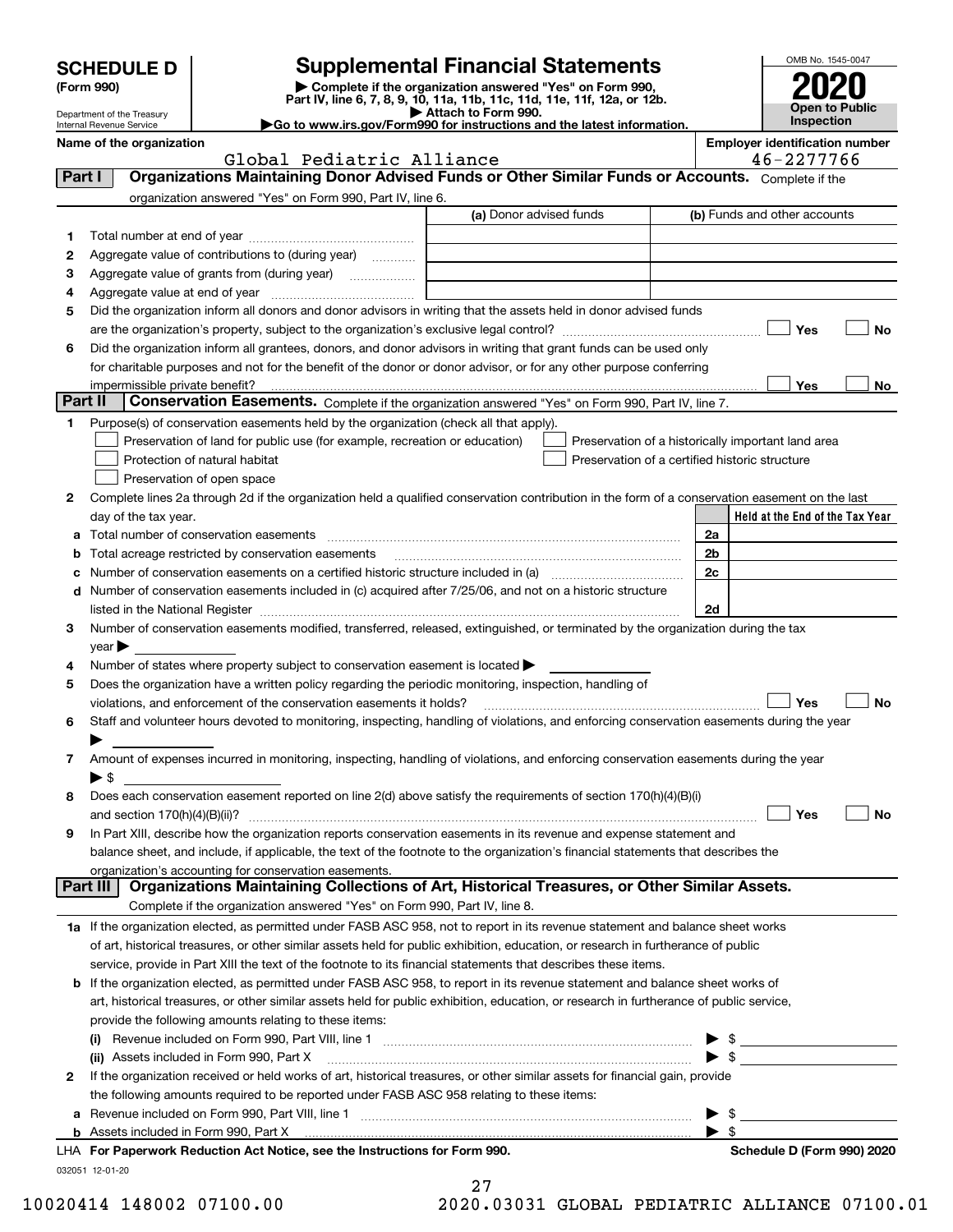# SCHEDULE D (Form 990)

Department of the Treasury
Internal Revenue Service

## Supplemental Financial Statements

▶ Complete if the organization answered "Yes" on Form 990, Part IV, line 6, 7, 8, 9, 10, 11a, 11b, 11c, 11d, 11e, 11f, 12a, or 12b.
▶ Attach to Form 990.
▶Go to www.irs.gov/Form990 for instructions and the latest information.

OMB No. 1545-0047
**2020**
**Open to Public Inspection**

**Name of the organization:** Global Pediatric Alliance
**Employer identification number:** 46-2277766

### Part I — Organizations Maintaining Donor Advised Funds or Other Similar Funds or Accounts.
Complete if the organization answered "Yes" on Form 990, Part IV, line 6.

| | | (a) Donor advised funds | (b) Funds and other accounts |
|---|---|---|---|
| 1 | Total number at end of year | | |
| 2 | Aggregate value of contributions to (during year) | | |
| 3 | Aggregate value of grants from (during year) | | |
| 4 | Aggregate value at end of year | | |

5 Did the organization inform all donors and donor advisors in writing that the assets held in donor advised funds are the organization's property, subject to the organization's exclusive legal control? ☐ Yes ☐ No

6 Did the organization inform all grantees, donors, and donor advisors in writing that grant funds can be used only for charitable purposes and not for the benefit of the donor or donor advisor, or for any other purpose conferring impermissible private benefit? ☐ Yes ☐ No

### Part II — Conservation Easements.
Complete if the organization answered "Yes" on Form 990, Part IV, line 7.

1 Purpose(s) of conservation easements held by the organization (check all that apply).

- ☐ Preservation of land for public use (for example, recreation or education)
- ☐ Protection of natural habitat
- ☐ Preservation of open space
- ☐ Preservation of a historically important land area
- ☐ Preservation of a certified historic structure

2 Complete lines 2a through 2d if the organization held a qualified conservation contribution in the form of a conservation easement on the last day of the tax year.

| | | | Held at the End of the Tax Year |
|---|---|---|---|
| a | Total number of conservation easements | 2a | |
| b | Total acreage restricted by conservation easements | 2b | |
| c | Number of conservation easements on a certified historic structure included in (a) | 2c | |
| d | Number of conservation easements included in (c) acquired after 7/25/06, and not on a historic structure listed in the National Register | 2d | |

3 Number of conservation easements modified, transferred, released, extinguished, or terminated by the organization during the tax year ▶

4 Number of states where property subject to conservation easement is located ▶

5 Does the organization have a written policy regarding the periodic monitoring, inspection, handling of violations, and enforcement of the conservation easements it holds? ☐ Yes ☐ No

6 Staff and volunteer hours devoted to monitoring, inspecting, handling of violations, and enforcing conservation easements during the year ▶

7 Amount of expenses incurred in monitoring, inspecting, handling of violations, and enforcing conservation easements during the year ▶ $

8 Does each conservation easement reported on line 2(d) above satisfy the requirements of section 170(h)(4)(B)(i) and section 170(h)(4)(B)(ii)? ☐ Yes ☐ No

9 In Part XIII, describe how the organization reports conservation easements in its revenue and expense statement and balance sheet, and include, if applicable, the text of the footnote to the organization's financial statements that describes the organization's accounting for conservation easements.

### Part III — Organizations Maintaining Collections of Art, Historical Treasures, or Other Similar Assets.
Complete if the organization answered "Yes" on Form 990, Part IV, line 8.

1a If the organization elected, as permitted under FASB ASC 958, not to report in its revenue statement and balance sheet works of art, historical treasures, or other similar assets held for public exhibition, education, or research in furtherance of public service, provide in Part XIII the text of the footnote to its financial statements that describes these items.

b If the organization elected, as permitted under FASB ASC 958, to report in its revenue statement and balance sheet works of art, historical treasures, or other similar assets held for public exhibition, education, or research in furtherance of public service, provide the following amounts relating to these items:

(i) Revenue included on Form 990, Part VIII, line 1 ▶ $

(ii) Assets included in Form 990, Part X ▶ $

2 If the organization received or held works of art, historical treasures, or other similar assets for financial gain, provide the following amounts required to be reported under FASB ASC 958 relating to these items:

a Revenue included on Form 990, Part VIII, line 1 ▶ $

b Assets included in Form 990, Part X ▶ $

LHA For Paperwork Reduction Act Notice, see the Instructions for Form 990. Schedule D (Form 990) 2020

032051 12-01-20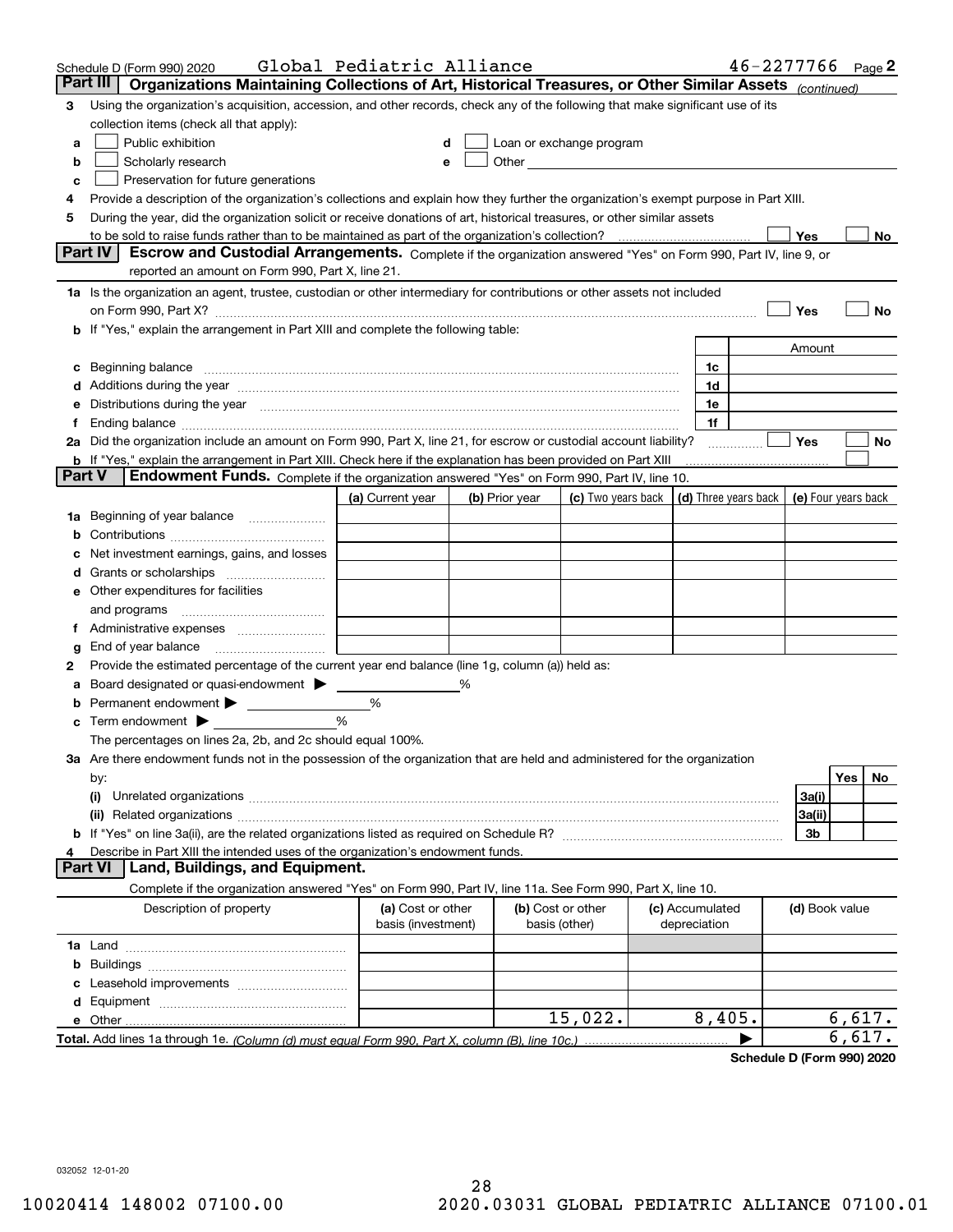Schedule D (Form 990) 2020 Global Pediatric Alliance 46-2277766 Page 2

**Part III | Organizations Maintaining Collections of Art, Historical Treasures, or Other Similar Assets** *(continued)*

3 Using the organization's acquisition, accession, and other records, check any of the following that make significant use of its collection items (check all that apply):

- a ☐ Public exhibition
- b ☐ Scholarly research
- c ☐ Preservation for future generations
- d ☐ Loan or exchange program
- e ☐ Other

4 Provide a description of the organization's collections and explain how they further the organization's exempt purpose in Part XIII.

5 During the year, did the organization solicit or receive donations of art, historical treasures, or other similar assets to be sold to raise funds rather than to be maintained as part of the organization's collection? ☐ Yes ☐ No

**Part IV | Escrow and Custodial Arrangements.** Complete if the organization answered "Yes" on Form 990, Part IV, line 9, or reported an amount on Form 990, Part X, line 21.

1a Is the organization an agent, trustee, custodian or other intermediary for contributions or other assets not included on Form 990, Part X? ☐ Yes ☐ No

b If "Yes," explain the arrangement in Part XIII and complete the following table:

| | | Amount |
|---|---|---|
| c Beginning balance | 1c | |
| d Additions during the year | 1d | |
| e Distributions during the year | 1e | |
| f Ending balance | 1f | |

2a Did the organization include an amount on Form 990, Part X, line 21, for escrow or custodial account liability? ☐ Yes ☐ No

b If "Yes," explain the arrangement in Part XIII. Check here if the explanation has been provided on Part XIII ☐

**Part V | Endowment Funds.** Complete if the organization answered "Yes" on Form 990, Part IV, line 10.

| | (a) Current year | (b) Prior year | (c) Two years back | (d) Three years back | (e) Four years back |
|---|---|---|---|---|---|
| 1a Beginning of year balance | | | | | |
| b Contributions | | | | | |
| c Net investment earnings, gains, and losses | | | | | |
| d Grants or scholarships | | | | | |
| e Other expenditures for facilities and programs | | | | | |
| f Administrative expenses | | | | | |
| g End of year balance | | | | | |

2 Provide the estimated percentage of the current year end balance (line 1g, column (a)) held as:

a Board designated or quasi-endowment ▶ ______ %

b Permanent endowment ▶ ______ %

c Term endowment ▶ ______ %

The percentages on lines 2a, 2b, and 2c should equal 100%.

3a Are there endowment funds not in the possession of the organization that are held and administered for the organization by:

| | | Yes | No |
|---|---|---|---|
| (i) Unrelated organizations | 3a(i) | | |
| (ii) Related organizations | 3a(ii) | | |
| b If "Yes" on line 3a(ii), are the related organizations listed as required on Schedule R? | 3b | | |

4 Describe in Part XIII the intended uses of the organization's endowment funds.

**Part VI | Land, Buildings, and Equipment.**

Complete if the organization answered "Yes" on Form 990, Part IV, line 11a. See Form 990, Part X, line 10.

| Description of property | (a) Cost or other basis (investment) | (b) Cost or other basis (other) | (c) Accumulated depreciation | (d) Book value |
|---|---|---|---|---|
| 1a Land | | | | |
| b Buildings | | | | |
| c Leasehold improvements | | | | |
| d Equipment | | | | |
| e Other | | 15,022. | 8,405. | 6,617. |
| **Total.** Add lines 1a through 1e. *(Column (d) must equal Form 990, Part X, column (B), line 10c.)* ▶ | | | | 6,617. |

**Schedule D (Form 990) 2020**

032052 12-01-20

10020414 148002 07100.00 2020.03031 GLOBAL PEDIATRIC ALLIANCE 07100.01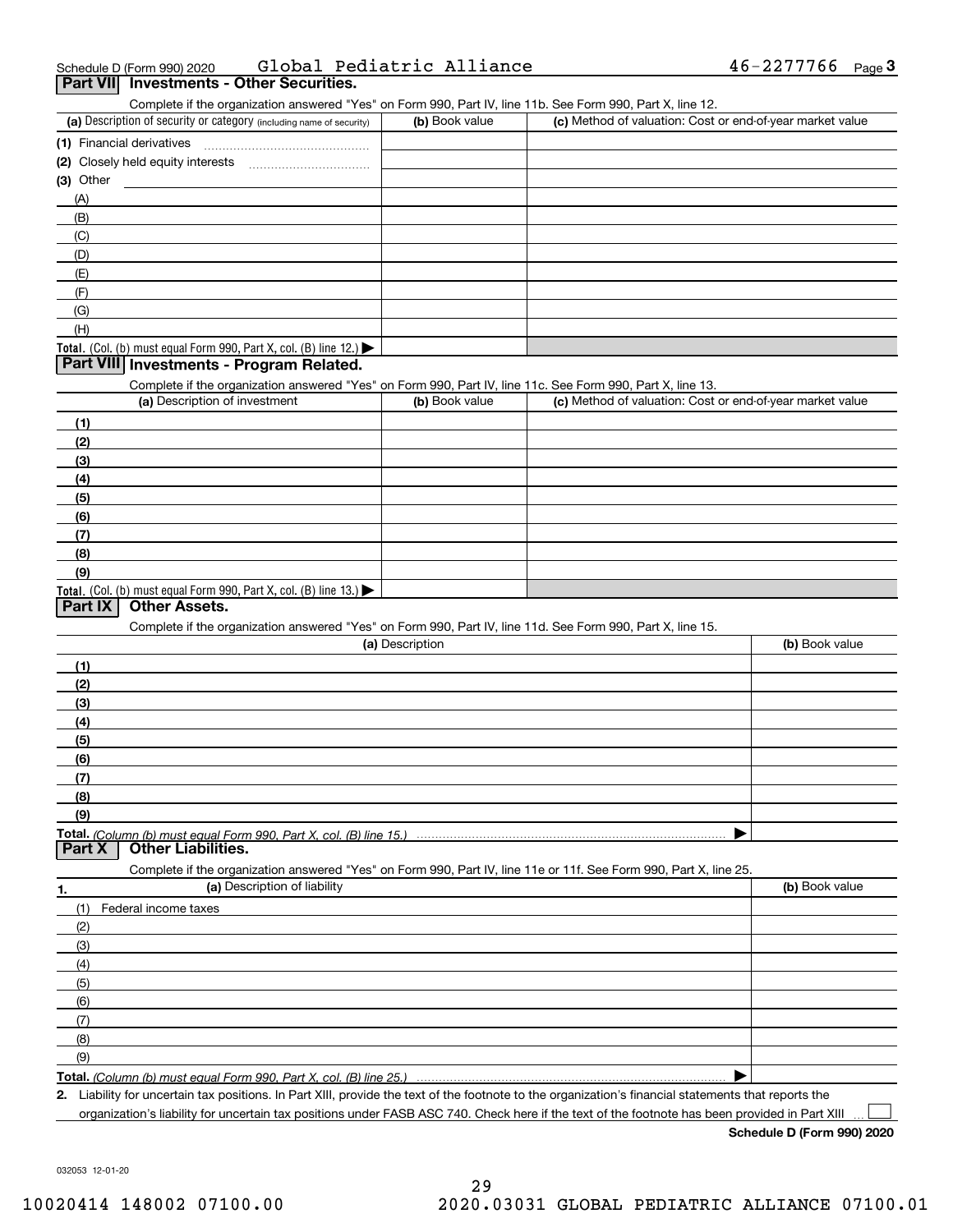Schedule D (Form 990) 2020 Global Pediatric Alliance 46-2277766 Page 3

## Part VII Investments - Other Securities.

Complete if the organization answered "Yes" on Form 990, Part IV, line 11b. See Form 990, Part X, line 12.

| (a) Description of security or category (including name of security) | (b) Book value | (c) Method of valuation: Cost or end-of-year market value |
|---|---|---|
| (1) Financial derivatives | | |
| (2) Closely held equity interests | | |
| (3) Other | | |
| (A) | | |
| (B) | | |
| (C) | | |
| (D) | | |
| (E) | | |
| (F) | | |
| (G) | | |
| (H) | | |
| Total. (Col. (b) must equal Form 990, Part X, col. (B) line 12.) | | |

## Part VIII Investments - Program Related.

Complete if the organization answered "Yes" on Form 990, Part IV, line 11c. See Form 990, Part X, line 13.

| (a) Description of investment | (b) Book value | (c) Method of valuation: Cost or end-of-year market value |
|---|---|---|
| (1) | | |
| (2) | | |
| (3) | | |
| (4) | | |
| (5) | | |
| (6) | | |
| (7) | | |
| (8) | | |
| (9) | | |
| Total. (Col. (b) must equal Form 990, Part X, col. (B) line 13.) | | |

## Part IX Other Assets.

Complete if the organization answered "Yes" on Form 990, Part IV, line 11d. See Form 990, Part X, line 15.

| (a) Description | (b) Book value |
|---|---|
| (1) | |
| (2) | |
| (3) | |
| (4) | |
| (5) | |
| (6) | |
| (7) | |
| (8) | |
| (9) | |
| Total. *(Column (b) must equal Form 990, Part X, col. (B) line 15.)* | |

## Part X Other Liabilities.

Complete if the organization answered "Yes" on Form 990, Part IV, line 11e or 11f. See Form 990, Part X, line 25.

| 1. (a) Description of liability | (b) Book value |
|---|---|
| (1) Federal income taxes | |
| (2) | |
| (3) | |
| (4) | |
| (5) | |
| (6) | |
| (7) | |
| (8) | |
| (9) | |
| Total. *(Column (b) must equal Form 990, Part X, col. (B) line 25.)* | |

2. Liability for uncertain tax positions. In Part XIII, provide the text of the footnote to the organization's financial statements that reports the organization's liability for uncertain tax positions under FASB ASC 740. Check here if the text of the footnote has been provided in Part XIII ☐

Schedule D (Form 990) 2020

032053 12-01-20

10020414 148002 07100.00 2020.03031 GLOBAL PEDIATRIC ALLIANCE 07100.01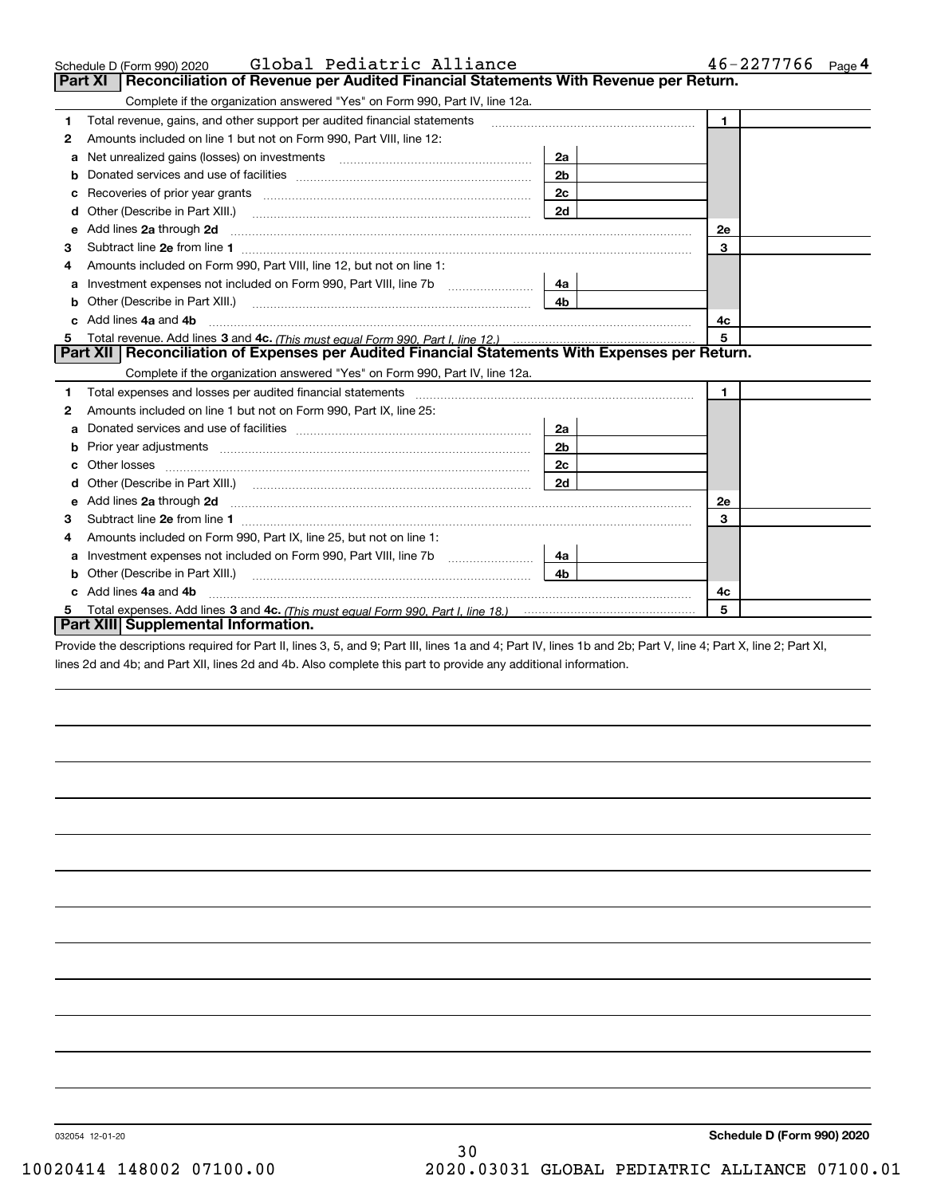Schedule D (Form 990) 2020 Global Pediatric Alliance 46-2277766 Page **4**

## Part XI Reconciliation of Revenue per Audited Financial Statements With Revenue per Return.

Complete if the organization answered "Yes" on Form 990, Part IV, line 12a.

| | | | | | |
|---|---|---|---|---|---|
| **1** | Total revenue, gains, and other support per audited financial statements | | | 1 | |
| **2** | Amounts included on line 1 but not on Form 990, Part VIII, line 12: | | | | |
| **a** | Net unrealized gains (losses) on investments | 2a | | | |
| **b** | Donated services and use of facilities | 2b | | | |
| **c** | Recoveries of prior year grants | 2c | | | |
| **d** | Other (Describe in Part XIII.) | 2d | | | |
| **e** | Add lines **2a** through **2d** | | | 2e | |
| **3** | Subtract line **2e** from line **1** | | | 3 | |
| **4** | Amounts included on Form 990, Part VIII, line 12, but not on line 1: | | | | |
| **a** | Investment expenses not included on Form 990, Part VIII, line 7b | 4a | | | |
| **b** | Other (Describe in Part XIII.) | 4b | | | |
| **c** | Add lines **4a** and **4b** | | | 4c | |
| **5** | Total revenue. Add lines **3** and **4c.** *(This must equal Form 990, Part I, line 12.)* | | | 5 | |

## Part XII Reconciliation of Expenses per Audited Financial Statements With Expenses per Return.

Complete if the organization answered "Yes" on Form 990, Part IV, line 12a.

| | | | | | |
|---|---|---|---|---|---|
| **1** | Total expenses and losses per audited financial statements | | | 1 | |
| **2** | Amounts included on line 1 but not on Form 990, Part IX, line 25: | | | | |
| **a** | Donated services and use of facilities | 2a | | | |
| **b** | Prior year adjustments | 2b | | | |
| **c** | Other losses | 2c | | | |
| **d** | Other (Describe in Part XIII.) | 2d | | | |
| **e** | Add lines **2a** through **2d** | | | 2e | |
| **3** | Subtract line **2e** from line **1** | | | 3 | |
| **4** | Amounts included on Form 990, Part IX, line 25, but not on line 1: | | | | |
| **a** | Investment expenses not included on Form 990, Part VIII, line 7b | 4a | | | |
| **b** | Other (Describe in Part XIII.) | 4b | | | |
| **c** | Add lines **4a** and **4b** | | | 4c | |
| **5** | Total expenses. Add lines **3** and **4c.** *(This must equal Form 990, Part I, line 18.)* | | | 5 | |

## Part XIII Supplemental Information.

Provide the descriptions required for Part II, lines 3, 5, and 9; Part III, lines 1a and 4; Part IV, lines 1b and 2b; Part V, line 4; Part X, line 2; Part XI, lines 2d and 4b; and Part XII, lines 2d and 4b. Also complete this part to provide any additional information.

032054 12-01-20 **Schedule D (Form 990) 2020**

10020414 148002 07100.00 2020.03031 GLOBAL PEDIATRIC ALLIANCE 07100.01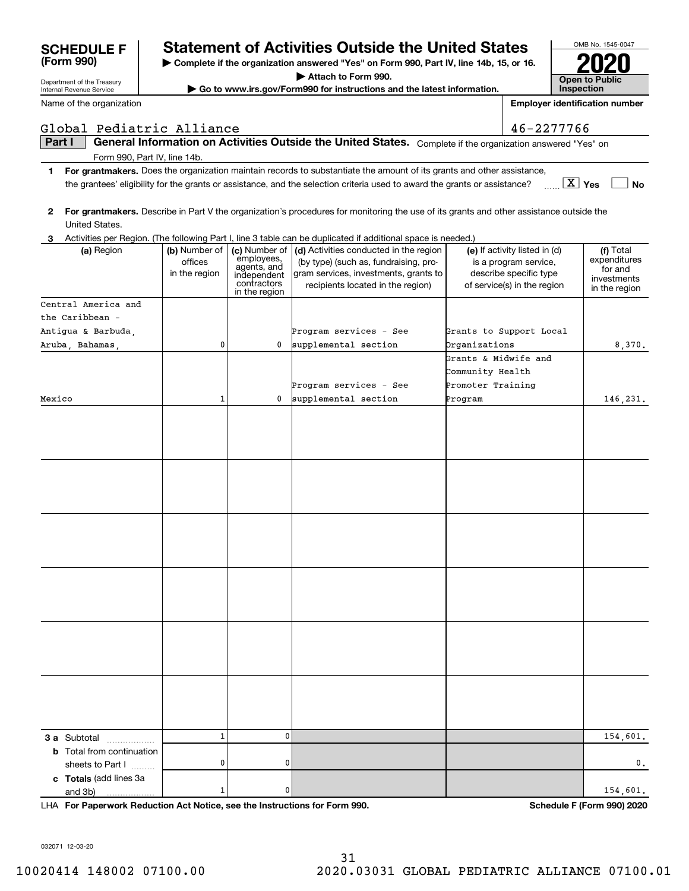# SCHEDULE F (Form 990)

Department of the Treasury
Internal Revenue Service

## Statement of Activities Outside the United States

▶ Complete if the organization answered "Yes" on Form 990, Part IV, line 14b, 15, or 16.
▶ Attach to Form 990.
▶ Go to www.irs.gov/Form990 for instructions and the latest information.

OMB No. 1545-0047
**2020**
**Open to Public Inspection**

Name of the organization: Global Pediatric Alliance

Employer identification number: 46-2277766

**Part I — General Information on Activities Outside the United States.** Complete if the organization answered "Yes" on Form 990, Part IV, line 14b.

**1** **For grantmakers.** Does the organization maintain records to substantiate the amount of its grants and other assistance, the grantees' eligibility for the grants or assistance, and the selection criteria used to award the grants or assistance? [X] Yes [ ] No

**2** **For grantmakers.** Describe in Part V the organization's procedures for monitoring the use of its grants and other assistance outside the United States.

**3** Activities per Region. (The following Part I, line 3 table can be duplicated if additional space is needed.)

| (a) Region | (b) Number of offices in the region | (c) Number of employees, agents, and independent contractors in the region | (d) Activities conducted in the region (by type) (such as, fundraising, program services, investments, grants to recipients located in the region) | (e) If activity listed in (d) is a program service, describe specific type of service(s) in the region | (f) Total expenditures for and investments in the region |
|---|---|---|---|---|---|
| Central America and the Caribbean - Antigua & Barbuda, Aruba, Bahamas, | 0 | 0 | Program services - See supplemental section | Grants to Support Local Organizations | 8,370. |
| Mexico | 1 | 0 | Program services - See supplemental section | Grants & Midwife and Community Health Promoter Training Program | 146,231. |
| | | | | | |
| | | | | | |
| | | | | | |
| | | | | | |
| | | | | | |
| | | | | | |
| **3 a** Subtotal | 1 | 0 | | | 154,601. |
| **b** Total from continuation sheets to Part I | 0 | 0 | | | 0. |
| **c Totals** (add lines 3a and 3b) | 1 | 0 | | | 154,601. |

LHA **For Paperwork Reduction Act Notice, see the Instructions for Form 990.** **Schedule F (Form 990) 2020**

032071 12-03-20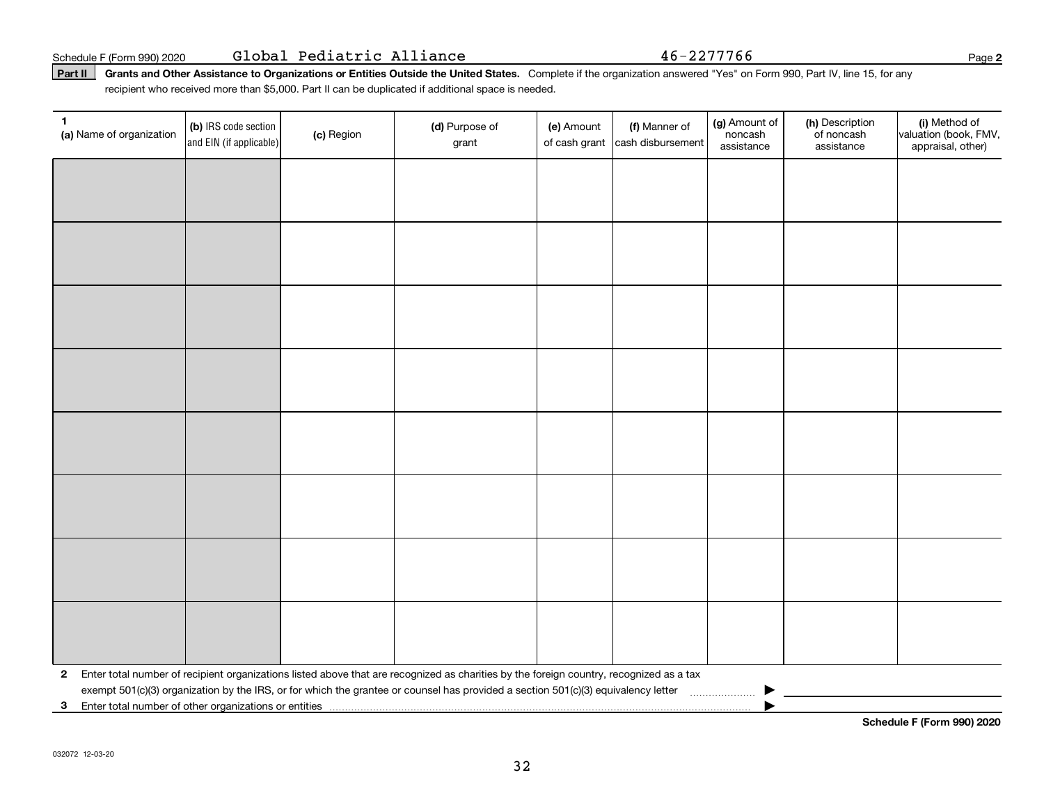Schedule F (Form 990) 2020 Global Pediatric Alliance 46-2277766 Page **2**

**Part II** **Grants and Other Assistance to Organizations or Entities Outside the United States.** Complete if the organization answered "Yes" on Form 990, Part IV, line 15, for any recipient who received more than $5,000. Part II can be duplicated if additional space is needed.

| 1 (a) Name of organization | (b) IRS code section and EIN (if applicable) | (c) Region | (d) Purpose of grant | (e) Amount of cash grant | (f) Manner of cash disbursement | (g) Amount of noncash assistance | (h) Description of noncash assistance | (i) Method of valuation (book, FMV, appraisal, other) |
|---|---|---|---|---|---|---|---|---|
| | | | | | | | | |
| | | | | | | | | |
| | | | | | | | | |
| | | | | | | | | |
| | | | | | | | | |
| | | | | | | | | |
| | | | | | | | | |
| | | | | | | | | |

**2** Enter total number of recipient organizations listed above that are recognized as charities by the foreign country, recognized as a tax exempt 501(c)(3) organization by the IRS, or for which the grantee or counsel has provided a section 501(c)(3) equivalency letter ▶

**3** Enter total number of other organizations or entities ▶

**Schedule F (Form 990) 2020**

032072 12-03-20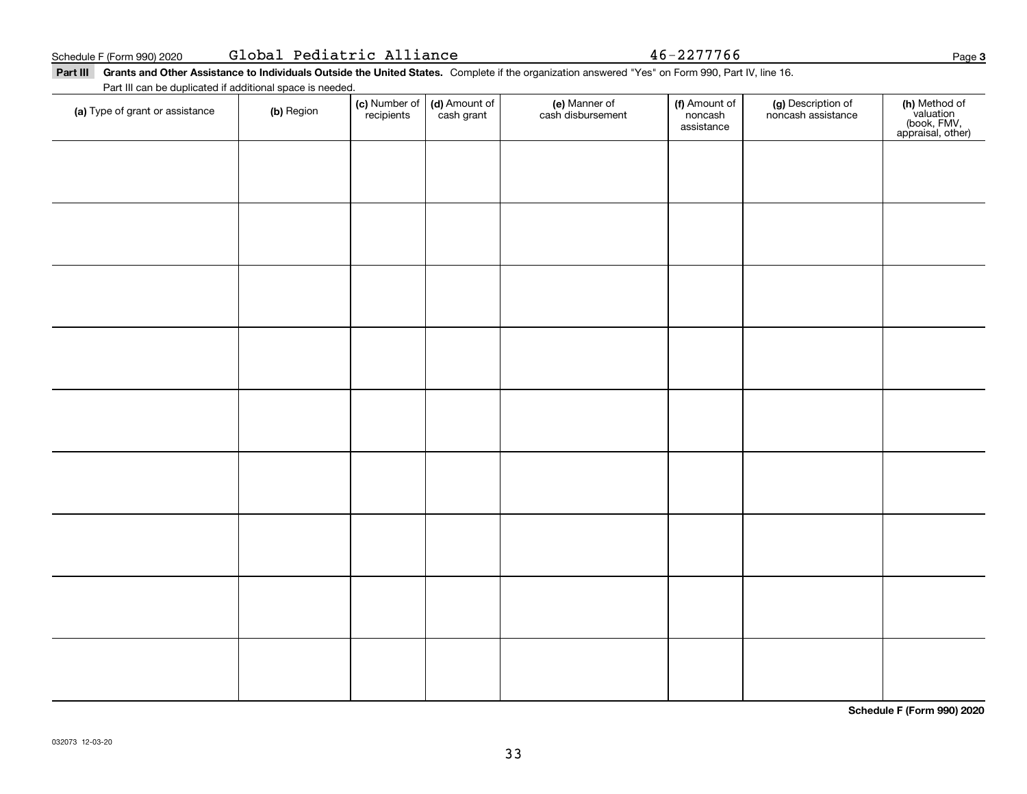Schedule F (Form 990) 2020 Global Pediatric Alliance 46-2277766 Page 3

**Part III** **Grants and Other Assistance to Individuals Outside the United States.** Complete if the organization answered "Yes" on Form 990, Part IV, line 16.

Part III can be duplicated if additional space is needed.

| (a) Type of grant or assistance | (b) Region | (c) Number of recipients | (d) Amount of cash grant | (e) Manner of cash disbursement | (f) Amount of noncash assistance | (g) Description of noncash assistance | (h) Method of valuation (book, FMV, appraisal, other) |
|---|---|---|---|---|---|---|---|
| | | | | | | | |
| | | | | | | | |
| | | | | | | | |
| | | | | | | | |
| | | | | | | | |
| | | | | | | | |
| | | | | | | | |
| | | | | | | | |
| | | | | | | | |

**Schedule F (Form 990) 2020**

032073 12-03-20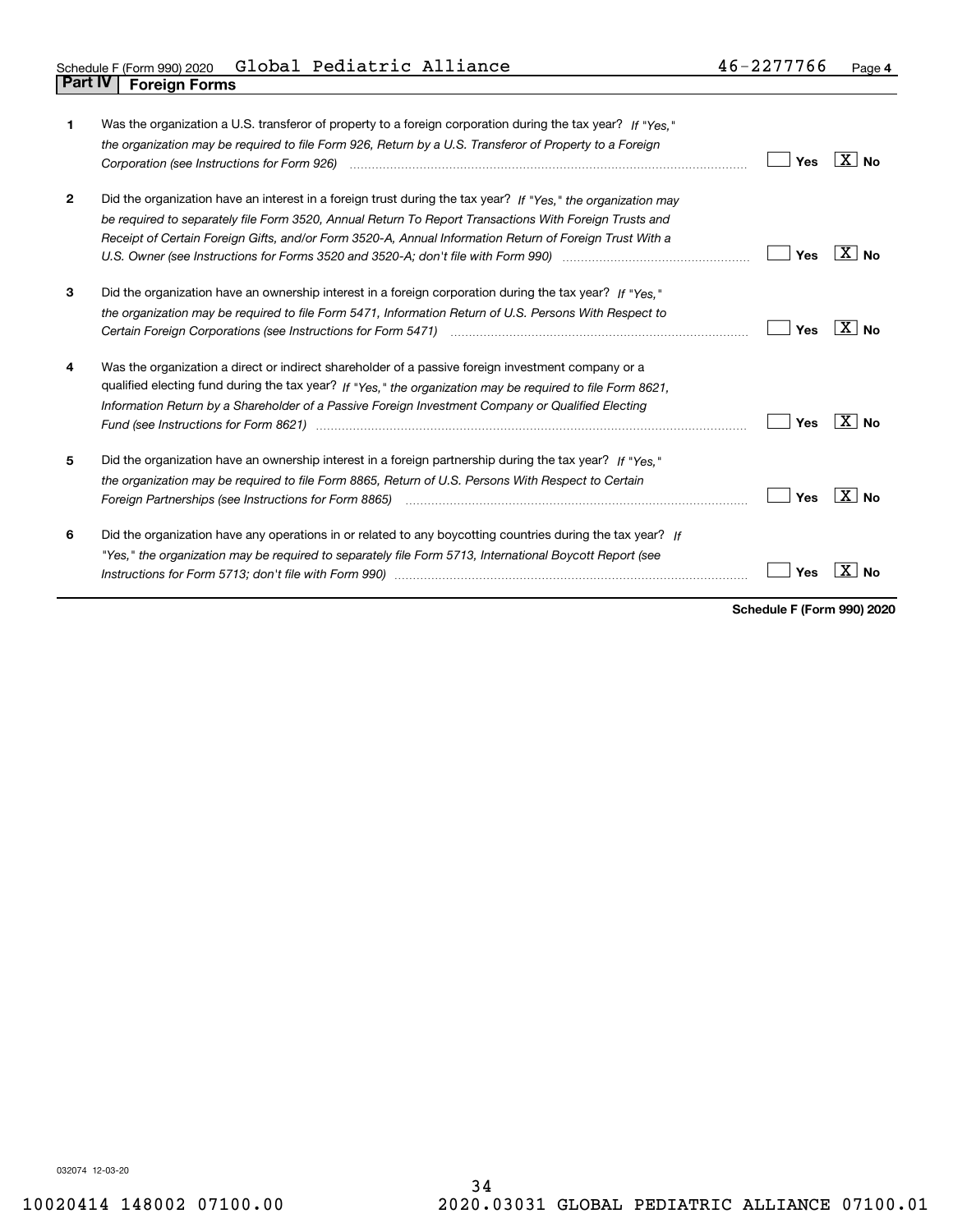Schedule F (Form 990) 2020 Global Pediatric Alliance 46-2277766 Page 4

## Part IV Foreign Forms

| | | Yes | No |
|---|---|---|---|
| **1** | Was the organization a U.S. transferor of property to a foreign corporation during the tax year? *If "Yes," the organization may be required to file Form 926, Return by a U.S. Transferor of Property to a Foreign Corporation (see Instructions for Form 926)* | | X |
| **2** | Did the organization have an interest in a foreign trust during the tax year? *If "Yes," the organization may be required to separately file Form 3520, Annual Return To Report Transactions With Foreign Trusts and Receipt of Certain Foreign Gifts, and/or Form 3520-A, Annual Information Return of Foreign Trust With a U.S. Owner (see Instructions for Forms 3520 and 3520-A; don't file with Form 990)* | | X |
| **3** | Did the organization have an ownership interest in a foreign corporation during the tax year? *If "Yes," the organization may be required to file Form 5471, Information Return of U.S. Persons With Respect to Certain Foreign Corporations (see Instructions for Form 5471)* | | X |
| **4** | Was the organization a direct or indirect shareholder of a passive foreign investment company or a qualified electing fund during the tax year? *If "Yes," the organization may be required to file Form 8621, Information Return by a Shareholder of a Passive Foreign Investment Company or Qualified Electing Fund (see Instructions for Form 8621)* | | X |
| **5** | Did the organization have an ownership interest in a foreign partnership during the tax year? *If "Yes," the organization may be required to file Form 8865, Return of U.S. Persons With Respect to Certain Foreign Partnerships (see Instructions for Form 8865)* | | X |
| **6** | Did the organization have any operations in or related to any boycotting countries during the tax year? *If "Yes," the organization may be required to separately file Form 5713, International Boycott Report (see Instructions for Form 5713; don't file with Form 990)* | | X |

**Schedule F (Form 990) 2020**

032074 12-03-20

10020414 148002 07100.00 2020.03031 GLOBAL PEDIATRIC ALLIANCE 07100.01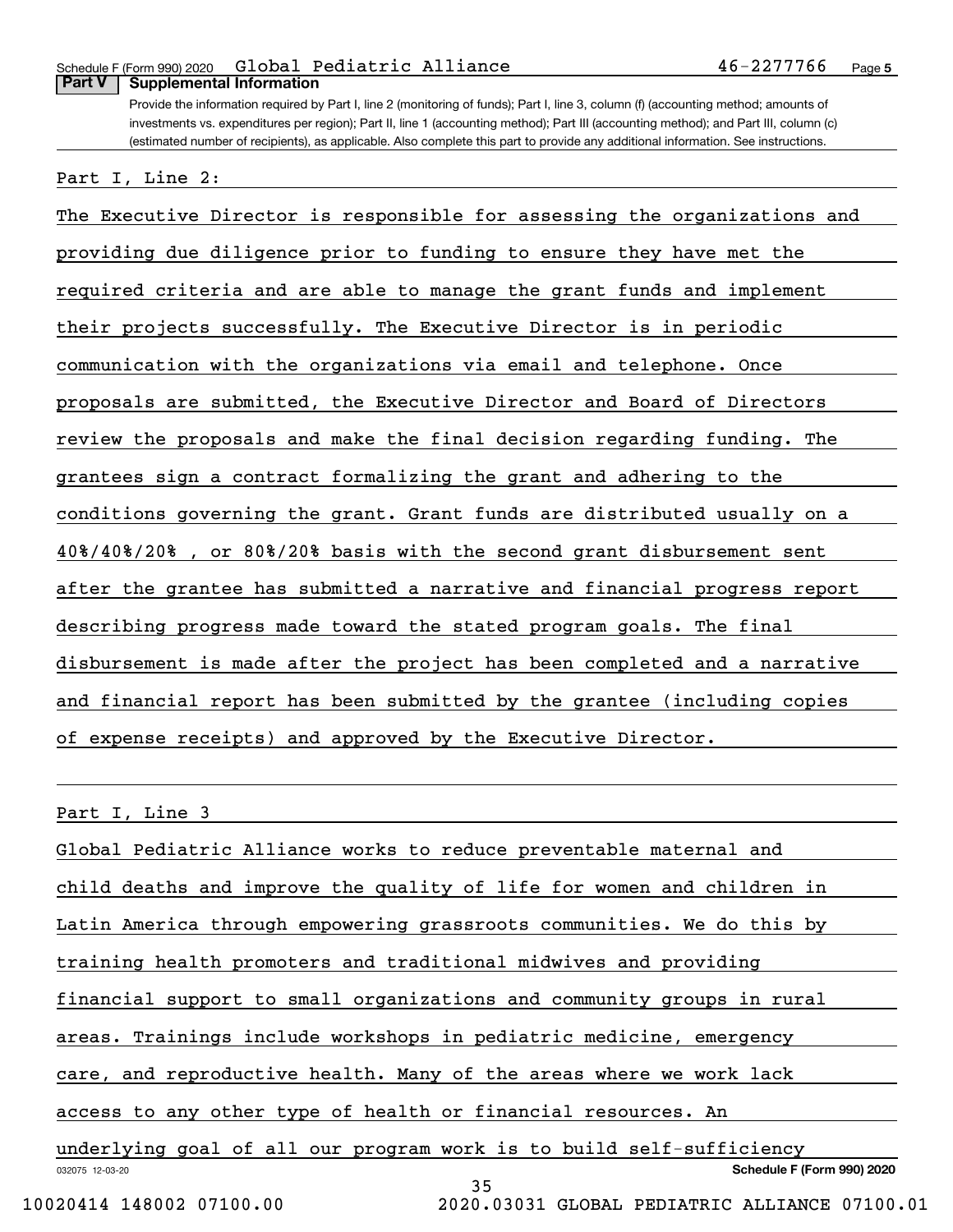Schedule F (Form 990) 2020 Global Pediatric Alliance 46-2277766 Page 5

**Part V | Supplemental Information**

Provide the information required by Part I, line 2 (monitoring of funds); Part I, line 3, column (f) (accounting method; amounts of investments vs. expenditures per region); Part II, line 1 (accounting method); Part III (accounting method); and Part III, column (c) (estimated number of recipients), as applicable. Also complete this part to provide any additional information. See instructions.

Part I, Line 2:

The Executive Director is responsible for assessing the organizations and providing due diligence prior to funding to ensure they have met the required criteria and are able to manage the grant funds and implement their projects successfully. The Executive Director is in periodic communication with the organizations via email and telephone. Once proposals are submitted, the Executive Director and Board of Directors review the proposals and make the final decision regarding funding. The grantees sign a contract formalizing the grant and adhering to the conditions governing the grant. Grant funds are distributed usually on a 40%/40%/20% , or 80%/20% basis with the second grant disbursement sent after the grantee has submitted a narrative and financial progress report describing progress made toward the stated program goals. The final disbursement is made after the project has been completed and a narrative and financial report has been submitted by the grantee (including copies of expense receipts) and approved by the Executive Director.

Part I, Line 3

Global Pediatric Alliance works to reduce preventable maternal and child deaths and improve the quality of life for women and children in Latin America through empowering grassroots communities. We do this by training health promoters and traditional midwives and providing financial support to small organizations and community groups in rural areas. Trainings include workshops in pediatric medicine, emergency care, and reproductive health. Many of the areas where we work lack access to any other type of health or financial resources. An underlying goal of all our program work is to build self-sufficiency

032075 12-03-20 Schedule F (Form 990) 2020

10020414 148002 07100.00 2020.03031 GLOBAL PEDIATRIC ALLIANCE 07100.01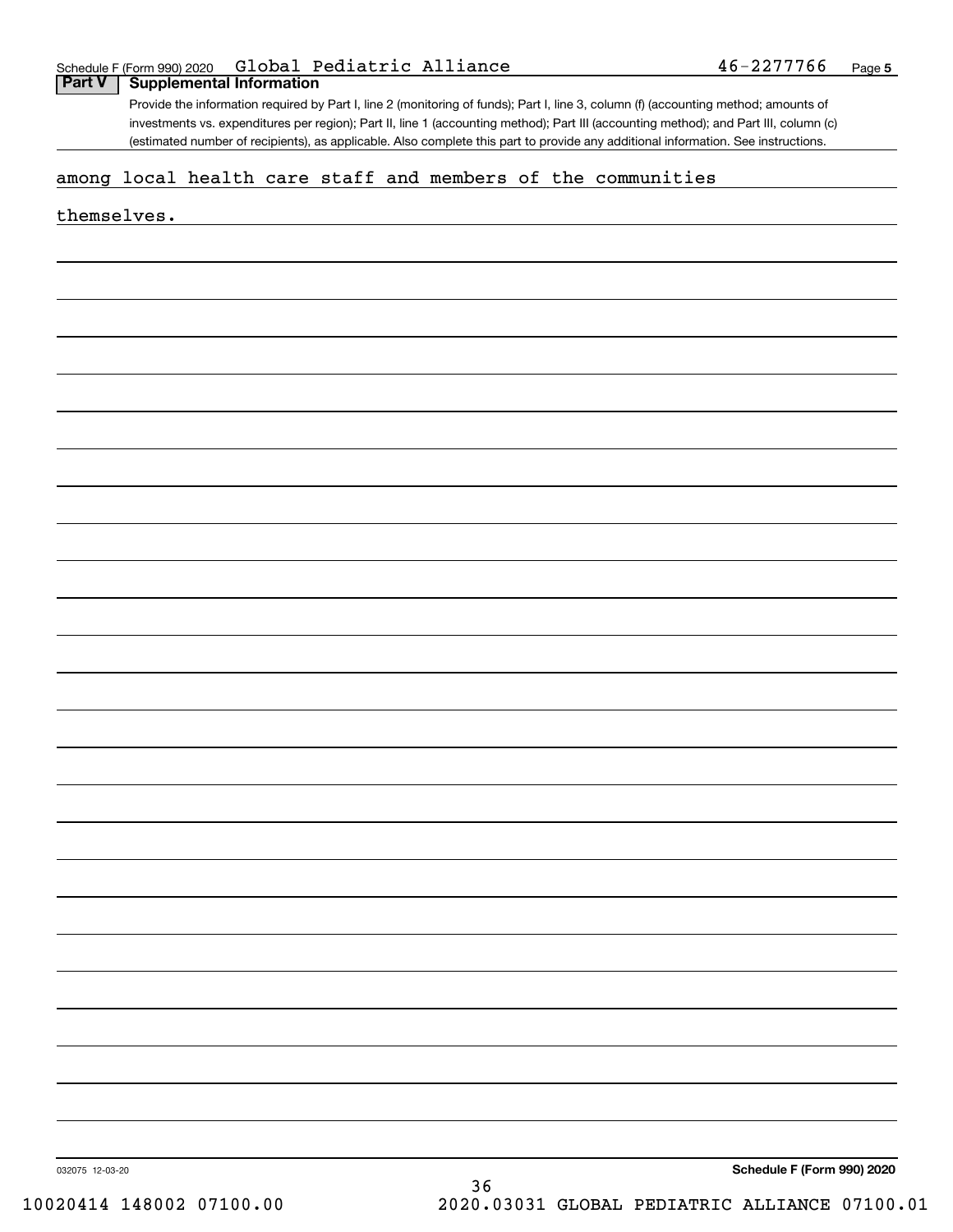## Part V Supplemental Information

Provide the information required by Part I, line 2 (monitoring of funds); Part I, line 3, column (f) (accounting method; amounts of investments vs. expenditures per region); Part II, line 1 (accounting method); Part III (accounting method); and Part III, column (c) (estimated number of recipients), as applicable. Also complete this part to provide any additional information. See instructions.

among local health care staff and members of the communities

themselves.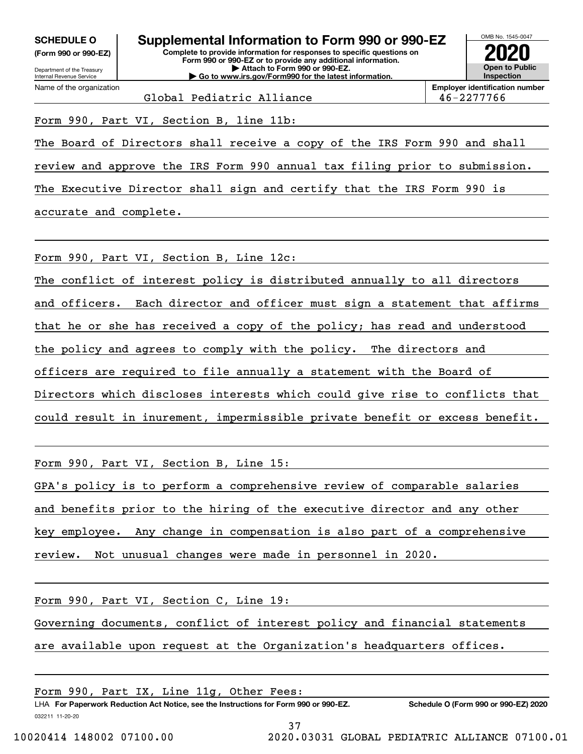**SCHEDULE O**
**(Form 990 or 990-EZ)**

Department of the Treasury
Internal Revenue Service

# Supplemental Information to Form 990 or 990-EZ

**Complete to provide information for responses to specific questions on Form 990 or 990-EZ or to provide any additional information.**
**▶ Attach to Form 990 or 990-EZ.**
**▶ Go to www.irs.gov/Form990 for the latest information.**

OMB No. 1545-0047

**2020**

**Open to Public Inspection**

| Name of the organization | Employer identification number |
|---|---|
| Global Pediatric Alliance | 46-2277766 |

Form 990, Part VI, Section B, line 11b:

The Board of Directors shall receive a copy of the IRS Form 990 and shall review and approve the IRS Form 990 annual tax filing prior to submission. The Executive Director shall sign and certify that the IRS Form 990 is accurate and complete.

Form 990, Part VI, Section B, Line 12c:

The conflict of interest policy is distributed annually to all directors and officers. Each director and officer must sign a statement that affirms that he or she has received a copy of the policy; has read and understood the policy and agrees to comply with the policy. The directors and officers are required to file annually a statement with the Board of Directors which discloses interests which could give rise to conflicts that could result in inurement, impermissible private benefit or excess benefit.

Form 990, Part VI, Section B, Line 15:

GPA's policy is to perform a comprehensive review of comparable salaries and benefits prior to the hiring of the executive director and any other key employee. Any change in compensation is also part of a comprehensive review. Not unusual changes were made in personnel in 2020.

Form 990, Part VI, Section C, Line 19:

Governing documents, conflict of interest policy and financial statements are available upon request at the Organization's headquarters offices.

Form 990, Part IX, Line 11g, Other Fees:

LHA **For Paperwork Reduction Act Notice, see the Instructions for Form 990 or 990-EZ.** **Schedule O (Form 990 or 990-EZ) 2020**

032211 11-20-20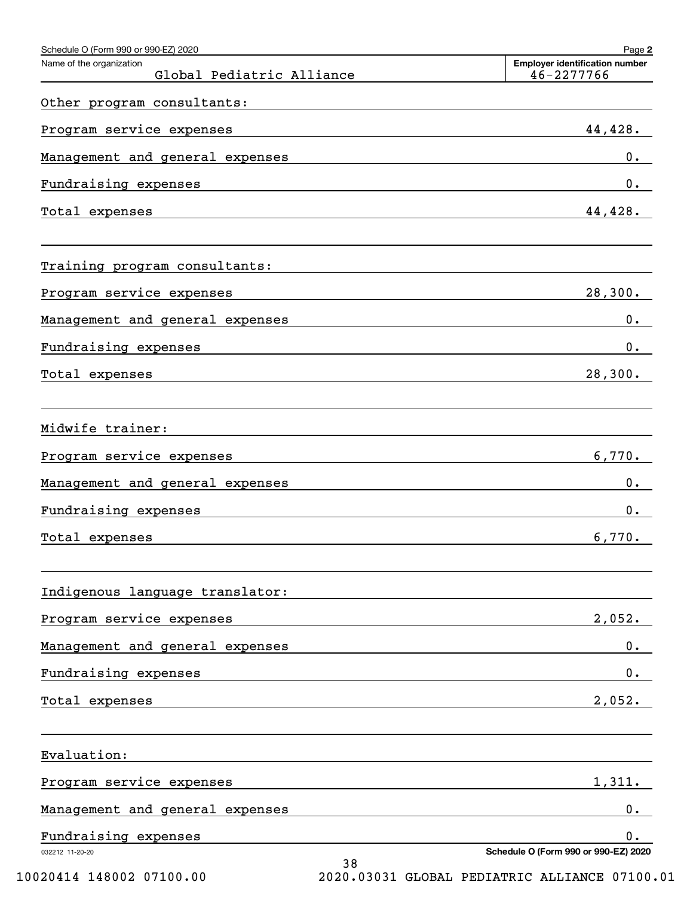Schedule O (Form 990 or 990-EZ) 2020

Name of the organization: Global Pediatric Alliance

Employer identification number: 46-2277766

Other program consultants:

| | |
|---|---|
| Program service expenses | 44,428. |
| Management and general expenses | 0. |
| Fundraising expenses | 0. |
| Total expenses | 44,428. |

Training program consultants:

| | |
|---|---|
| Program service expenses | 28,300. |
| Management and general expenses | 0. |
| Fundraising expenses | 0. |
| Total expenses | 28,300. |

Midwife trainer:

| | |
|---|---|
| Program service expenses | 6,770. |
| Management and general expenses | 0. |
| Fundraising expenses | 0. |
| Total expenses | 6,770. |

Indigenous language translator:

| | |
|---|---|
| Program service expenses | 2,052. |
| Management and general expenses | 0. |
| Fundraising expenses | 0. |
| Total expenses | 2,052. |

Evaluation:

| | |
|---|---|
| Program service expenses | 1,311. |
| Management and general expenses | 0. |
| Fundraising expenses | 0. |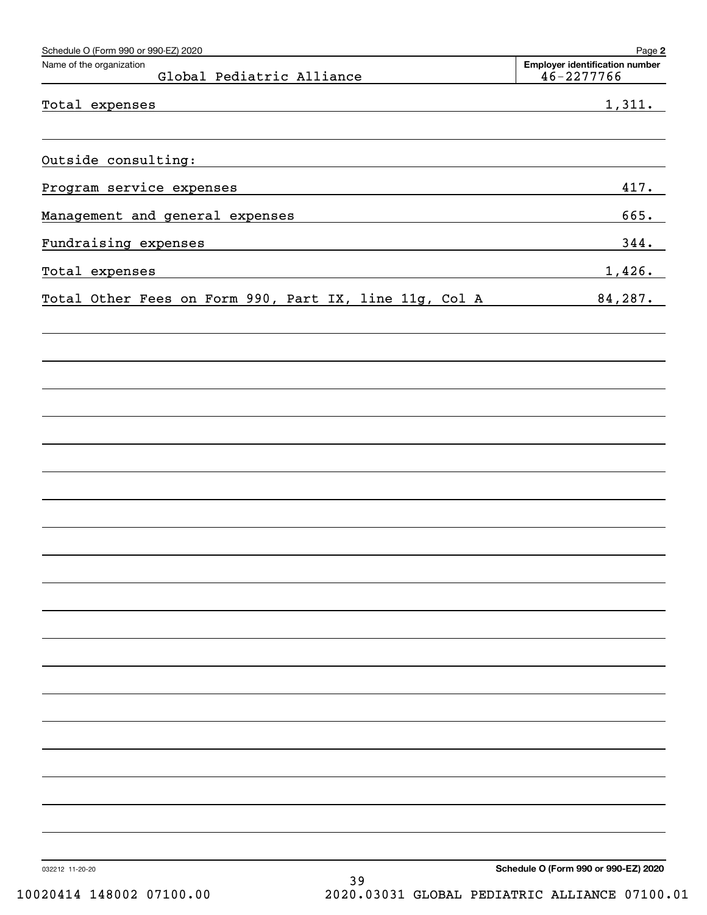Schedule O (Form 990 or 990-EZ) 2020 Page **2**

| Name of the organization | Employer identification number |
| --- | --- |
| Global Pediatric Alliance | 46-2277766 |

| | |
| --- | --- |
| Total expenses | 1,311. |
| | |
| Outside consulting: | |
| Program service expenses | 417. |
| Management and general expenses | 665. |
| Fundraising expenses | 344. |
| Total expenses | 1,426. |
| Total Other Fees on Form 990, Part IX, line 11g, Col A | 84,287. |

Schedule O (Form 990 or 990-EZ) 2020